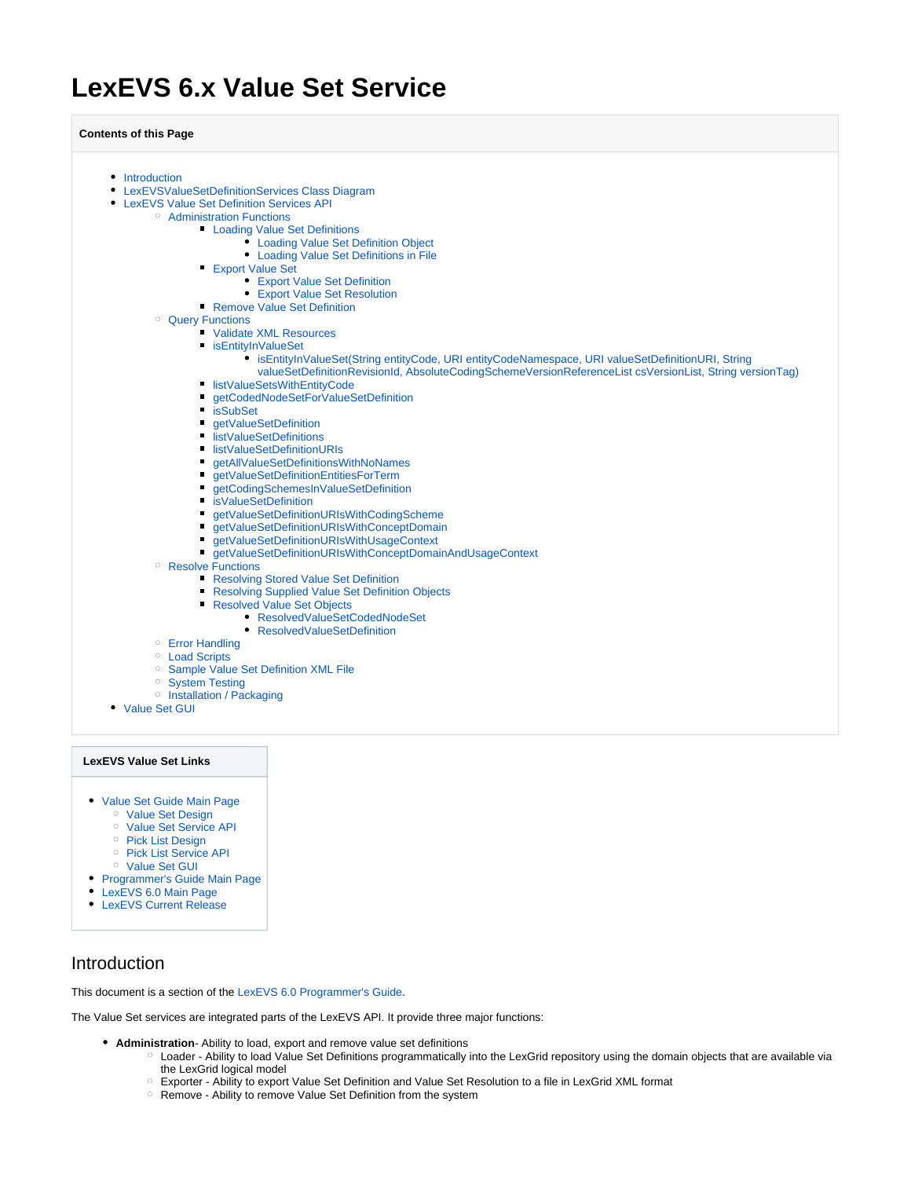# LexEVS 6.x Value Set Service

**Contents of this Page**

- Introduction
- LexEVSValueSetDefinitionServices Class Diagram
- LexEVS Value Set Definition Services API
    - Administration Functions
        - Loading Value Set Definitions
            - Loading Value Set Definition Object
            - Loading Value Set Definitions in File
        - Export Value Set
            - Export Value Set Definition
            - Export Value Set Resolution
        - Remove Value Set Definition
    - Query Functions
        - Validate XML Resources
        - isEntityInValueSet
            - isEntityInValueSet(String entityCode, URI entityCodeNamespace, URI valueSetDefinitionURI, String valueSetDefinitionRevisionId, AbsoluteCodingSchemeVersionReferenceList csVersionList, String versionTag)
        - listValueSetsWithEntityCode
        - getCodedNodeSetForValueSetDefinition
        - isSubSet
        - getValueSetDefinition
        - listValueSetDefinitions
        - listValueSetDefinitionURIs
        - getAllValueSetDefinitionsWithNoNames
        - getValueSetDefinitionEntitiesForTerm
        - getCodingSchemesInValueSetDefinition
        - isValueSetDefinition
        - getValueSetDefinitionURIsWithCodingScheme
        - getValueSetDefinitionURIsWithConceptDomain
        - getValueSetDefinitionURIsWithUsageContext
        - getValueSetDefinitionURIsWithConceptDomainAndUsageContext
    - Resolve Functions
        - Resolving Stored Value Set Definition
        - Resolving Supplied Value Set Definition Objects
        - Resolved Value Set Objects
            - ResolvedValueSetCodedNodeSet
            - ResolvedValueSetDefinition
    - Error Handling
    - Load Scripts
    - Sample Value Set Definition XML File
    - System Testing
    - Installation / Packaging
- Value Set GUI

**LexEVS Value Set Links**

- Value Set Guide Main Page
    - Value Set Design
    - Value Set Service API
    - Pick List Design
    - Pick List Service API
    - Value Set GUI
- Programmer's Guide Main Page
- LexEVS 6.0 Main Page
- LexEVS Current Release

## Introduction

This document is a section of the LexEVS 6.0 Programmer's Guide.

The Value Set services are integrated parts of the LexEVS API. It provide three major functions:

- **Administration**- Ability to load, export and remove value set definitions
    - Loader - Ability to load Value Set Definitions programmatically into the LexGrid repository using the domain objects that are available via the LexGrid logical model
    - Exporter - Ability to export Value Set Definition and Value Set Resolution to a file in LexGrid XML format
    - Remove - Ability to remove Value Set Definition from the system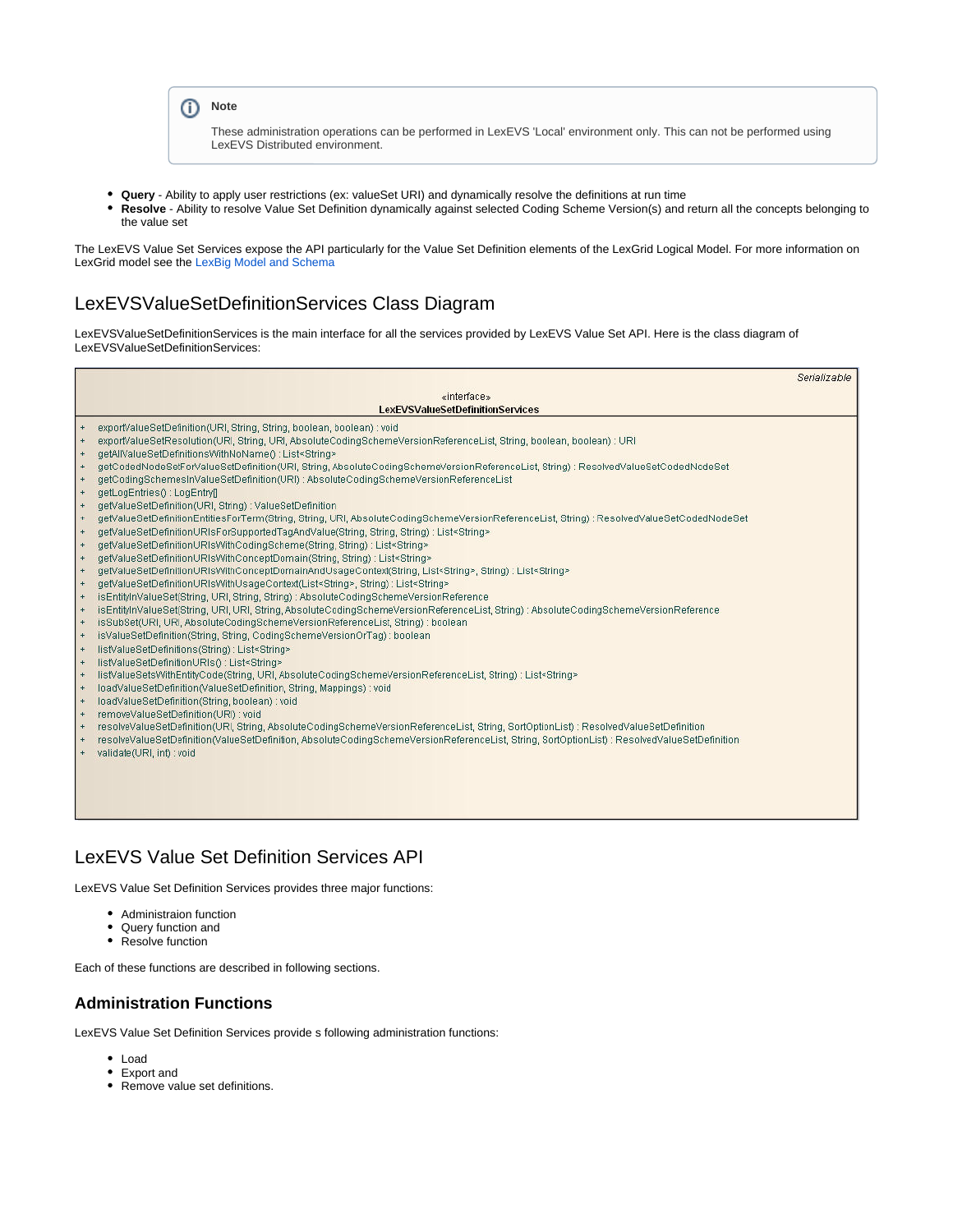> **Note**
>
> These administration operations can be performed in LexEVS 'Local' environment only. This can not be performed using LexEVS Distributed environment.

- **Query** - Ability to apply user restrictions (ex: valueSet URI) and dynamically resolve the definitions at run time
- **Resolve** - Ability to resolve Value Set Definition dynamically against selected Coding Scheme Version(s) and return all the concepts belonging to the value set

The LexEVS Value Set Services expose the API particularly for the Value Set Definition elements of the LexGrid Logical Model. For more information on LexGrid model see the LexBig Model and Schema

## LexEVSValueSetDefinitionServices Class Diagram

LexEVSValueSetDefinitionServices is the main interface for all the services provided by LexEVS Value Set API. Here is the class diagram of LexEVSValueSetDefinitionServices:

```
                                                                    Serializable
                          «interface»
               LexEVSValueSetDefinitionServices
+ exportValueSetDefinition(URI, String, String, boolean, boolean) : void
+ exportValueSetResolution(URI, String, URI, AbsoluteCodingSchemeVersionReferenceList, String, boolean, boolean) : URI
+ getAllValueSetDefinitionsWithNoName() : List<String>
+ getCodedNodeSetForValueSetDefinition(URI, String, AbsoluteCodingSchemeVersionReferenceList, String) : ResolvedValueSetCodedNodeSet
+ getCodingSchemesInValueSetDefinition(URI) : AbsoluteCodingSchemeVersionReferenceList
+ getLogEntries() : LogEntry[]
+ getValueSetDefinition(URI, String) : ValueSetDefinition
+ getValueSetDefinitionEntitiesForTerm(String, String, URI, AbsoluteCodingSchemeVersionReferenceList, String) : ResolvedValueSetCodedNodeSet
+ getValueSetDefinitionURIsForSupportedTagAndValue(String, String, String) : List<String>
+ getValueSetDefinitionURIsWithCodingScheme(String, String) : List<String>
+ getValueSetDefinitionURIsWithConceptDomain(String, String) : List<String>
+ getValueSetDefinitionURIsWithConceptDomainAndUsageContext(String, List<String>, String) : List<String>
+ getValueSetDefinitionURIsWithUsageContext(List<String>, String) : List<String>
+ isEntityInValueSet(String, URI, String, String) : AbsoluteCodingSchemeVersionReference
+ isEntityInValueSet(String, URI, URI, String, AbsoluteCodingSchemeVersionReferenceList, String) : AbsoluteCodingSchemeVersionReference
+ isSubSet(URI, URI, AbsoluteCodingSchemeVersionReferenceList, String) : boolean
+ isValueSetDefinition(String, String, CodingSchemeVersionOrTag) : boolean
+ listValueSetDefinitions(String) : List<String>
+ listValueSetDefinitionURIs() : List<String>
+ listValueSetsWithEntityCode(String, URI, AbsoluteCodingSchemeVersionReferenceList, String) : List<String>
+ loadValueSetDefinition(ValueSetDefinition, String, Mappings) : void
+ loadValueSetDefinition(String, boolean) : void
+ removeValueSetDefinition(URI) : void
+ resolveValueSetDefinition(URI, String, AbsoluteCodingSchemeVersionReferenceList, String, SortOptionList) : ResolvedValueSetDefinition
+ resolveValueSetDefinition(ValueSetDefinition, AbsoluteCodingSchemeVersionReferenceList, String, SortOptionList) : ResolvedValueSetDefinition
+ validate(URI, int) : void
```

## LexEVS Value Set Definition Services API

LexEVS Value Set Definition Services provides three major functions:

- Administraion function
- Query function and
- Resolve function

Each of these functions are described in following sections.

### Administration Functions

LexEVS Value Set Definition Services provide s following administration functions:

- Load
- Export and
- Remove value set definitions.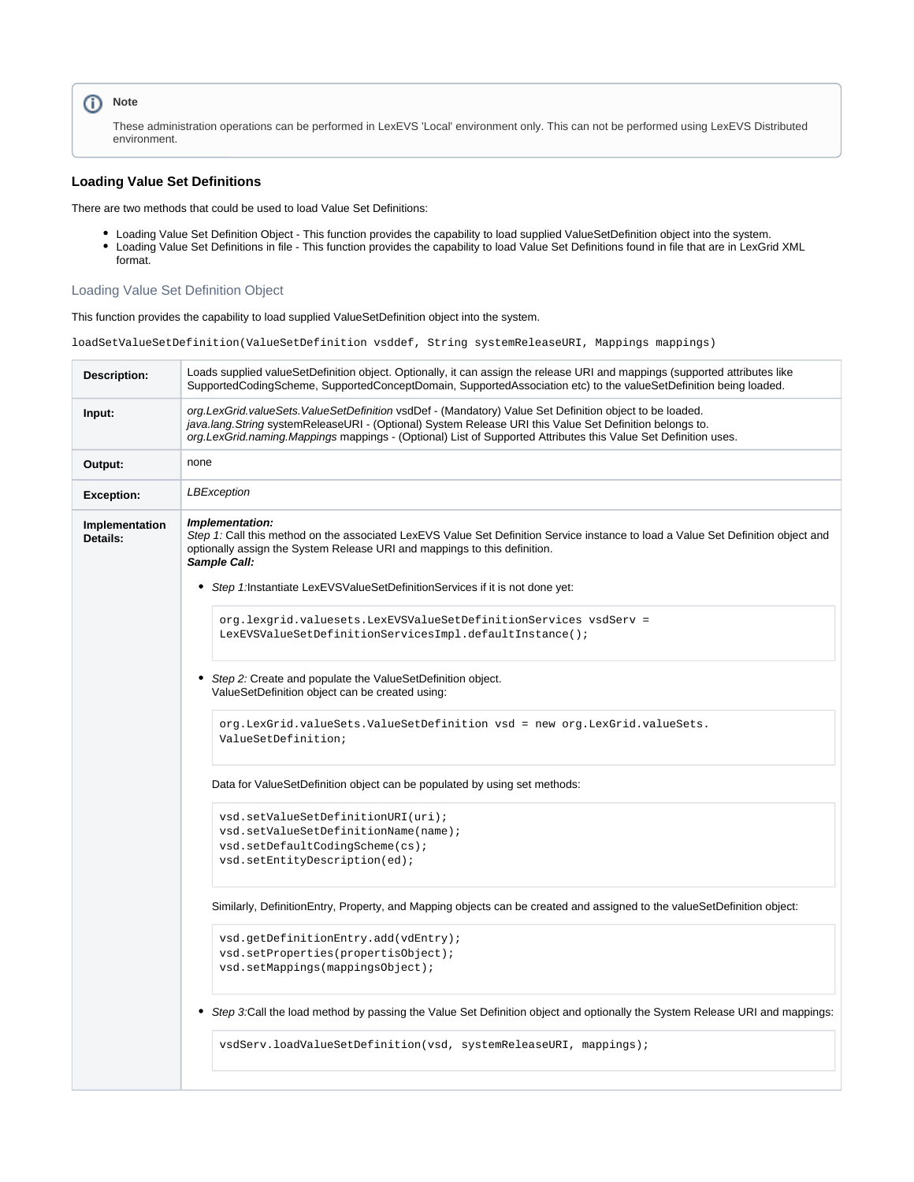> **Note**
>
> These administration operations can be performed in LexEVS 'Local' environment only. This can not be performed using LexEVS Distributed environment.

### Loading Value Set Definitions

There are two methods that could be used to load Value Set Definitions:

- Loading Value Set Definition Object - This function provides the capability to load supplied ValueSetDefinition object into the system.
- Loading Value Set Definitions in file - This function provides the capability to load Value Set Definitions found in file that are in LexGrid XML format.

#### Loading Value Set Definition Object

This function provides the capability to load supplied ValueSetDefinition object into the system.

```
loadSetValueSetDefinition(ValueSetDefinition vsddef, String systemReleaseURI, Mappings mappings)
```

| | |
|---|---|
| **Description:** | Loads supplied valueSetDefinition object. Optionally, it can assign the release URI and mappings (supported attributes like SupportedCodingScheme, SupportedConceptDomain, SupportedAssociation etc) to the valueSetDefinition being loaded. |
| **Input:** | *org.LexGrid.valueSets.ValueSetDefinition* vsdDef - (Mandatory) Value Set Definition object to be loaded.<br>*java.lang.String* systemReleaseURI - (Optional) System Release URI this Value Set Definition belongs to.<br>*org.LexGrid.naming.Mappings* mappings - (Optional) List of Supported Attributes this Value Set Definition uses. |
| **Output:** | none |
| **Exception:** | *LBException* |
| **Implementation Details:** | ***Implementation:***<br>*Step 1:* Call this method on the associated LexEVS Value Set Definition Service instance to load a Value Set Definition object and optionally assign the System Release URI and mappings to this definition.<br>***Sample Call:***<br>• *Step 1:*Instantiate LexEVSValueSetDefinitionServices if it is not done yet:<br>`org.lexgrid.valuesets.LexEVSValueSetDefinitionServices vsdServ = LexEVSValueSetDefinitionServicesImpl.defaultInstance();`<br>• *Step 2:* Create and populate the ValueSetDefinition object.<br>ValueSetDefinition object can be created using:<br>`org.LexGrid.valueSets.ValueSetDefinition vsd = new org.LexGrid.valueSets. ValueSetDefinition;`<br>Data for ValueSetDefinition object can be populated by using set methods:<br>`vsd.setValueSetDefinitionURI(uri);`<br>`vsd.setValueSetDefinitionName(name);`<br>`vsd.setDefaultCodingScheme(cs);`<br>`vsd.setEntityDescription(ed);`<br>Similarly, DefinitionEntry, Property, and Mapping objects can be created and assigned to the valueSetDefinition object:<br>`vsd.getDefinitionEntry.add(vdEntry);`<br>`vsd.setProperties(propertisObject);`<br>`vsd.setMappings(mappingsObject);`<br>• *Step 3:*Call the load method by passing the Value Set Definition object and optionally the System Release URI and mappings:<br>`vsdServ.loadValueSetDefinition(vsd, systemReleaseURI, mappings);` |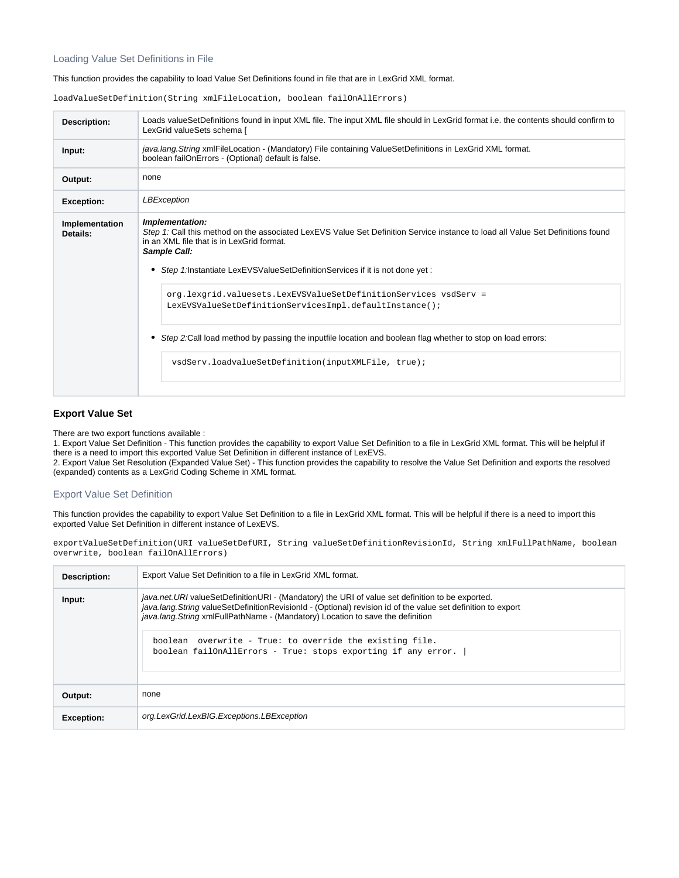### Loading Value Set Definitions in File

This function provides the capability to load Value Set Definitions found in file that are in LexGrid XML format.

`loadValueSetDefinition(String xmlFileLocation, boolean failOnAllErrors)`

| | |
|---|---|
| **Description:** | Loads valueSetDefinitions found in input XML file. The input XML file should in LexGrid format i.e. the contents should confirm to LexGrid valueSets schema [ |
| **Input:** | *java.lang.String* xmlFileLocation - (Mandatory) File containing ValueSetDefinitions in LexGrid XML format.<br>boolean failOnErrors - (Optional) default is false. |
| **Output:** | none |
| **Exception:** | *LBException* |
| **Implementation Details:** | ***Implementation:***<br>*Step 1:* Call this method on the associated LexEVS Value Set Definition Service instance to load all Value Set Definitions found in an XML file that is in LexGrid format.<br>***Sample Call:***<br>• *Step 1:*Instantiate LexEVSValueSetDefinitionServices if it is not done yet :<br>`org.lexgrid.valuesets.LexEVSValueSetDefinitionServices vsdServ = LexEVSValueSetDefinitionServicesImpl.defaultInstance();`<br>• *Step 2:*Call load method by passing the inputfile location and boolean flag whether to stop on load errors:<br>`vsdServ.loadvalueSetDefinition(inputXMLFile, true);` |

## Export Value Set

There are two export functions available :
1. Export Value Set Definition - This function provides the capability to export Value Set Definition to a file in LexGrid XML format. This will be helpful if there is a need to import this exported Value Set Definition in different instance of LexEVS.
2. Export Value Set Resolution (Expanded Value Set) - This function provides the capability to resolve the Value Set Definition and exports the resolved (expanded) contents as a LexGrid Coding Scheme in XML format.

### Export Value Set Definition

This function provides the capability to export Value Set Definition to a file in LexGrid XML format. This will be helpful if there is a need to import this exported Value Set Definition in different instance of LexEVS.

`exportValueSetDefinition(URI valueSetDefURI, String valueSetDefinitionRevisionId, String xmlFullPathName, boolean overwrite, boolean failOnAllErrors)`

| | |
|---|---|
| **Description:** | Export Value Set Definition to a file in LexGrid XML format. |
| **Input:** | *java.net.URI* valueSetDefinitionURI - (Mandatory) the URI of value set definition to be exported.<br>*java.lang.String* valueSetDefinitionRevisionId - (Optional) revision id of the value set definition to export<br>*java.lang.String* xmlFullPathName - (Mandatory) Location to save the definition<br>`boolean  overwrite - True: to override the existing file.`<br>`boolean failOnAllErrors - True: stops exporting if any error. \|` |
| **Output:** | none |
| **Exception:** | *org.LexGrid.LexBIG.Exceptions.LBException* |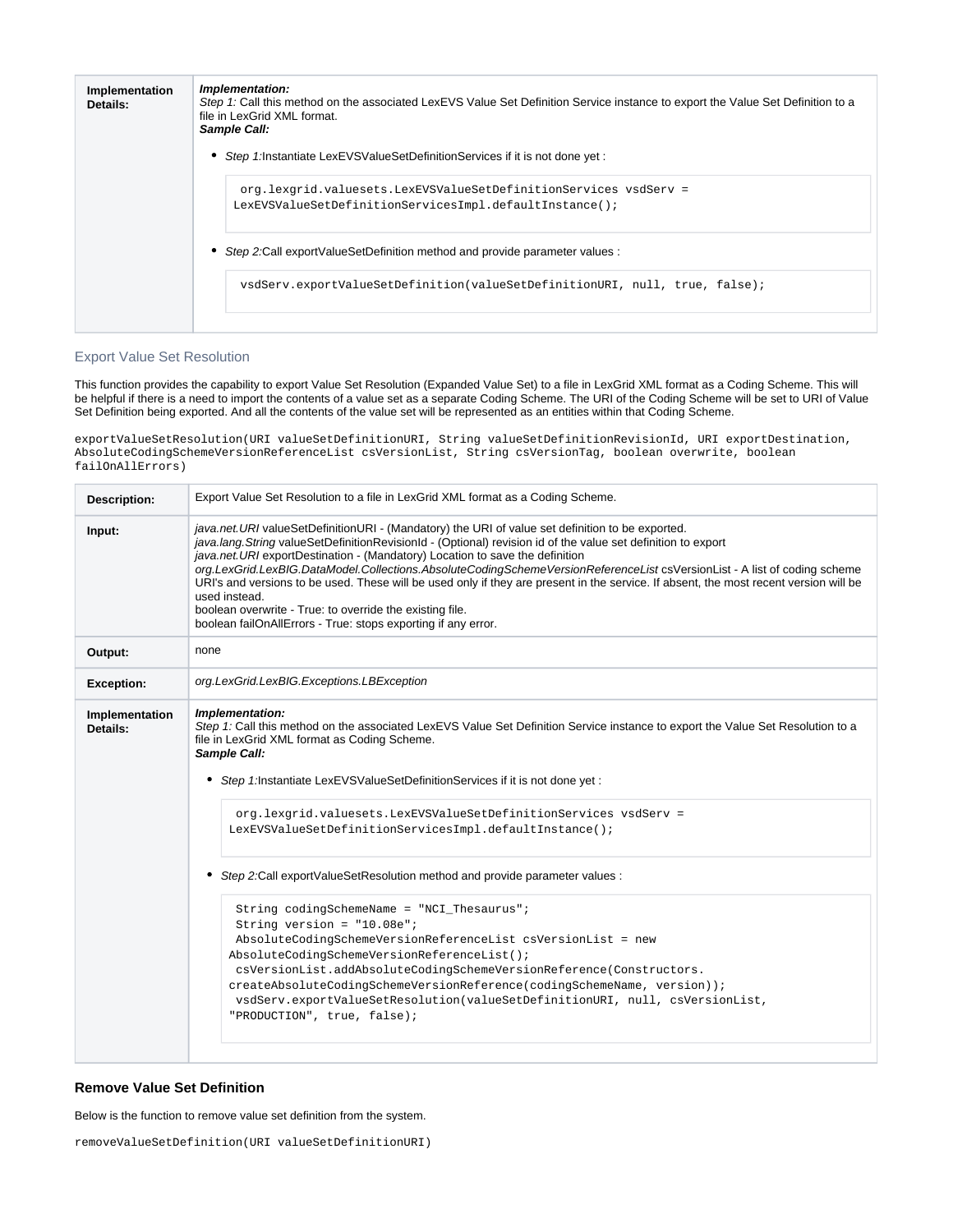| Implementation Details: | ***Implementation:*** <br> *Step 1:* Call this method on the associated LexEVS Value Set Definition Service instance to export the Value Set Definition to a file in LexGrid XML format. <br> ***Sample Call:*** <br> • *Step 1:*Instantiate LexEVSValueSetDefinitionServices if it is not done yet : <br> `org.lexgrid.valuesets.LexEVSValueSetDefinitionServices vsdServ = LexEVSValueSetDefinitionServicesImpl.defaultInstance();` <br> • *Step 2:*Call exportValueSetDefinition method and provide parameter values : <br> `vsdServ.exportValueSetDefinition(valueSetDefinitionURI, null, true, false);` |
|---|---|

### Export Value Set Resolution

This function provides the capability to export Value Set Resolution (Expanded Value Set) to a file in LexGrid XML format as a Coding Scheme. This will be helpful if there is a need to import the contents of a value set as a separate Coding Scheme. The URI of the Coding Scheme will be set to URI of Value Set Definition being exported. And all the contents of the value set will be represented as an entities within that Coding Scheme.

```
exportValueSetResolution(URI valueSetDefinitionURI, String valueSetDefinitionRevisionId, URI exportDestination, AbsoluteCodingSchemeVersionReferenceList csVersionList, String csVersionTag, boolean overwrite, boolean failOnAllErrors)
```

| **Description:** | Export Value Set Resolution to a file in LexGrid XML format as a Coding Scheme. |
|---|---|
| **Input:** | *java.net.URI* valueSetDefinitionURI - (Mandatory) the URI of value set definition to be exported. <br> *java.lang.String* valueSetDefinitionRevisionId - (Optional) revision id of the value set definition to export <br> *java.net.URI* exportDestination - (Mandatory) Location to save the definition <br> *org.LexGrid.LexBIG.DataModel.Collections.AbsoluteCodingSchemeVersionReferenceList* csVersionList - A list of coding scheme URI's and versions to be used. These will be used only if they are present in the service. If absent, the most recent version will be used instead. <br> boolean overwrite - True: to override the existing file. <br> boolean failOnAllErrors - True: stops exporting if any error. |
| **Output:** | none |
| **Exception:** | *org.LexGrid.LexBIG.Exceptions.LBException* |
| **Implementation Details:** | ***Implementation:*** <br> *Step 1:* Call this method on the associated LexEVS Value Set Definition Service instance to export the Value Set Resolution to a file in LexGrid XML format as Coding Scheme. <br> ***Sample Call:*** <br> • *Step 1:*Instantiate LexEVSValueSetDefinitionServices if it is not done yet : <br> `org.lexgrid.valuesets.LexEVSValueSetDefinitionServices vsdServ = LexEVSValueSetDefinitionServicesImpl.defaultInstance();` <br> • *Step 2:*Call exportValueSetResolution method and provide parameter values : <br> `String codingSchemeName = "NCI_Thesaurus";` <br> `String version = "10.08e";` <br> `AbsoluteCodingSchemeVersionReferenceList csVersionList = new AbsoluteCodingSchemeVersionReferenceList();` <br> `csVersionList.addAbsoluteCodingSchemeVersionReference(Constructors.createAbsoluteCodingSchemeVersionReference(codingSchemeName, version));` <br> `vsdServ.exportValueSetResolution(valueSetDefinitionURI, null, csVersionList, "PRODUCTION", true, false);` |

### Remove Value Set Definition

Below is the function to remove value set definition from the system.

```
removeValueSetDefinition(URI valueSetDefinitionURI)
```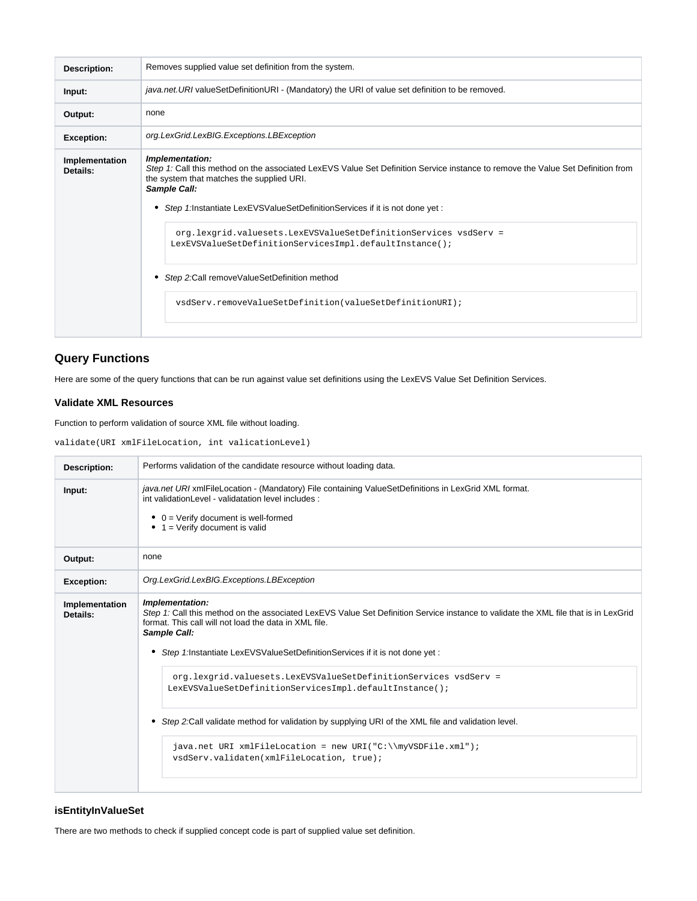| | |
|---|---|
| **Description:** | Removes supplied value set definition from the system. |
| **Input:** | *java.net.URI* valueSetDefinitionURI - (Mandatory) the URI of value set definition to be removed. |
| **Output:** | none |
| **Exception:** | *org.LexGrid.LexBIG.Exceptions.LBException* |
| **Implementation Details:** | ***Implementation:*** <br> *Step 1:* Call this method on the associated LexEVS Value Set Definition Service instance to remove the Value Set Definition from the system that matches the supplied URI. <br> ***Sample Call:*** <br> • *Step 1:*Instantiate LexEVSValueSetDefinitionServices if it is not done yet : <br> `org.lexgrid.valuesets.LexEVSValueSetDefinitionServices vsdServ = LexEVSValueSetDefinitionServicesImpl.defaultInstance();` <br> • *Step 2:*Call removeValueSetDefinition method <br> `vsdServ.removeValueSetDefinition(valueSetDefinitionURI);` |

## Query Functions

Here are some of the query functions that can be run against value set definitions using the LexEVS Value Set Definition Services.

### Validate XML Resources

Function to perform validation of source XML file without loading.

```
validate(URI xmlFileLocation, int valicationLevel)
```

| | |
|---|---|
| **Description:** | Performs validation of the candidate resource without loading data. |
| **Input:** | *java.net URI* xmlFileLocation - (Mandatory) File containing ValueSetDefinitions in LexGrid XML format. <br> int validationLevel - validatation level includes : <br> • 0 = Verify document is well-formed <br> • 1 = Verify document is valid |
| **Output:** | none |
| **Exception:** | *Org.LexGrid.LexBIG.Exceptions.LBException* |
| **Implementation Details:** | ***Implementation:*** <br> *Step 1:* Call this method on the associated LexEVS Value Set Definition Service instance to validate the XML file that is in LexGrid format. This call will not load the data in XML file. <br> ***Sample Call:*** <br> • *Step 1:*Instantiate LexEVSValueSetDefinitionServices if it is not done yet : <br> `org.lexgrid.valuesets.LexEVSValueSetDefinitionServices vsdServ = LexEVSValueSetDefinitionServicesImpl.defaultInstance();` <br> • *Step 2:*Call validate method for validation by supplying URI of the XML file and validation level. <br> `java.net URI xmlFileLocation = new URI("C:\\myVSDFile.xml");` <br> `vsdServ.validaten(xmlFileLocation, true);` |

### isEntityInValueSet

There are two methods to check if supplied concept code is part of supplied value set definition.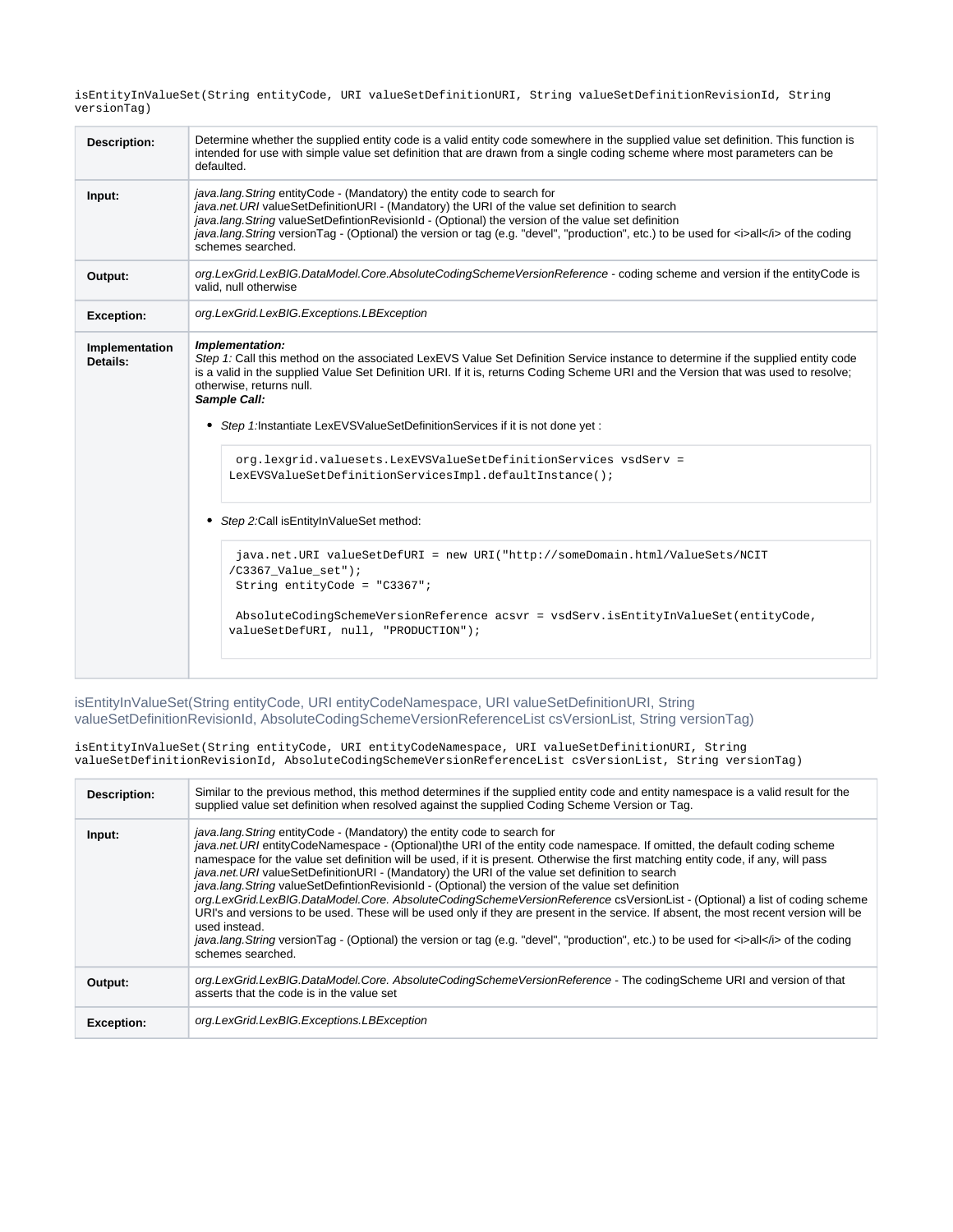```
isEntityInValueSet(String entityCode, URI valueSetDefinitionURI, String valueSetDefinitionRevisionId, String versionTag)
```

| | |
|---|---|
| **Description:** | Determine whether the supplied entity code is a valid entity code somewhere in the supplied value set definition. This function is intended for use with simple value set definition that are drawn from a single coding scheme where most parameters can be defaulted. |
| **Input:** | *java.lang.String* entityCode - (Mandatory) the entity code to search for<br>*java.net.URI* valueSetDefinitionURI - (Mandatory) the URI of the value set definition to search<br>*java.lang.String* valueSetDefintionRevisionId - (Optional) the version of the value set definition<br>*java.lang.String* versionTag - (Optional) the version or tag (e.g. "devel", "production", etc.) to be used for <i>all</i> of the coding schemes searched. |
| **Output:** | *org.LexGrid.LexBIG.DataModel.Core.AbsoluteCodingSchemeVersionReference* - coding scheme and version if the entityCode is valid, null otherwise |
| **Exception:** | *org.LexGrid.LexBIG.Exceptions.LBException* |
| **Implementation Details:** | ***Implementation:***<br>*Step 1:* Call this method on the associated LexEVS Value Set Definition Service instance to determine if the supplied entity code is a valid in the supplied Value Set Definition URI. If it is, returns Coding Scheme URI and the Version that was used to resolve; otherwise, returns null.<br>***Sample Call:***<br>• *Step 1:*Instantiate LexEVSValueSetDefinitionServices if it is not done yet :<br>`org.lexgrid.valuesets.LexEVSValueSetDefinitionServices vsdServ = LexEVSValueSetDefinitionServicesImpl.defaultInstance();`<br>• *Step 2:*Call isEntityInValueSet method:<br>`java.net.URI valueSetDefURI = new URI("http://someDomain.html/ValueSets/NCIT/C3367_Value_set");`<br>`String entityCode = "C3367";`<br>`AbsoluteCodingSchemeVersionReference acsvr = vsdServ.isEntityInValueSet(entityCode, valueSetDefURI, null, "PRODUCTION");` |

### isEntityInValueSet(String entityCode, URI entityCodeNamespace, URI valueSetDefinitionURI, String valueSetDefinitionRevisionId, AbsoluteCodingSchemeVersionReferenceList csVersionList, String versionTag)

```
isEntityInValueSet(String entityCode, URI entityCodeNamespace, URI valueSetDefinitionURI, String valueSetDefinitionRevisionId, AbsoluteCodingSchemeVersionReferenceList csVersionList, String versionTag)
```

| | |
|---|---|
| **Description:** | Similar to the previous method, this method determines if the supplied entity code and entity namespace is a valid result for the supplied value set definition when resolved against the supplied Coding Scheme Version or Tag. |
| **Input:** | *java.lang.String* entityCode - (Mandatory) the entity code to search for<br>*java.net.URI* entityCodeNamespace - (Optional)the URI of the entity code namespace. If omitted, the default coding scheme namespace for the value set definition will be used, if it is present. Otherwise the first matching entity code, if any, will pass<br>*java.net.URI* valueSetDefinitionURI - (Mandatory) the URI of the value set definition to search<br>*java.lang.String* valueSetDefintionRevisionId - (Optional) the version of the value set definition<br>*org.LexGrid.LexBIG.DataModel.Core. AbsoluteCodingSchemeVersionReference* csVersionList - (Optional) a list of coding scheme URI's and versions to be used. These will be used only if they are present in the service. If absent, the most recent version will be used instead.<br>*java.lang.String* versionTag - (Optional) the version or tag (e.g. "devel", "production", etc.) to be used for <i>all</i> of the coding schemes searched. |
| **Output:** | *org.LexGrid.LexBIG.DataModel.Core. AbsoluteCodingSchemeVersionReference* - The codingScheme URI and version of that asserts that the code is in the value set |
| **Exception:** | *org.LexGrid.LexBIG.Exceptions.LBException* |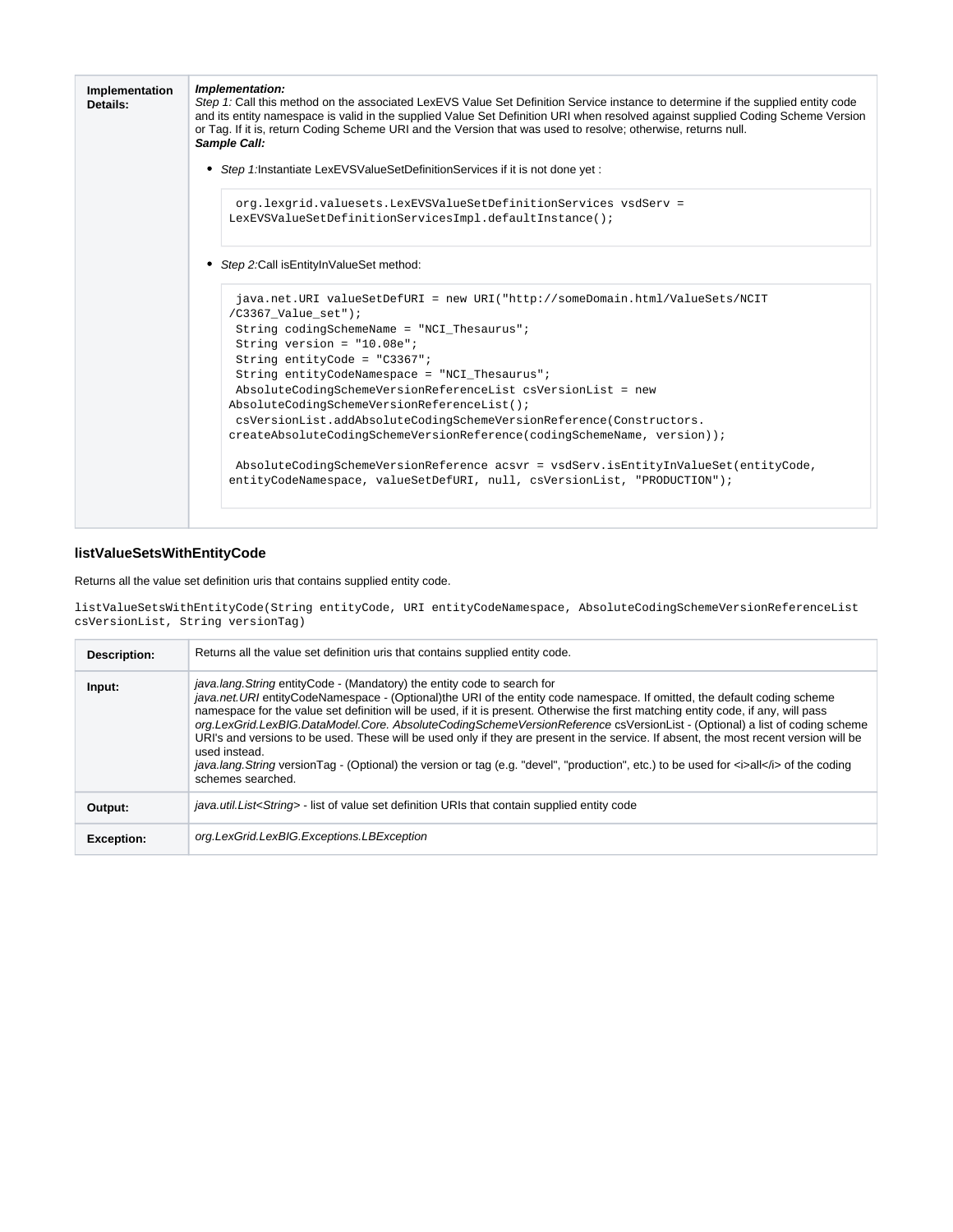| Implementation Details: | ***Implementation:***<br>*Step 1:* Call this method on the associated LexEVS Value Set Definition Service instance to determine if the supplied entity code and its entity namespace is valid in the supplied Value Set Definition URI when resolved against supplied Coding Scheme Version or Tag. If it is, return Coding Scheme URI and the Version that was used to resolve; otherwise, returns null.<br>***Sample Call:***<br>• *Step 1:*Instantiate LexEVSValueSetDefinitionServices if it is not done yet :<br>`org.lexgrid.valuesets.LexEVSValueSetDefinitionServices vsdServ = LexEVSValueSetDefinitionServicesImpl.defaultInstance();`<br>• *Step 2:*Call isEntityInValueSet method:<br>`java.net.URI valueSetDefURI = new URI("http://someDomain.html/ValueSets/NCIT/C3367_Value_set");`<br>`String codingSchemeName = "NCI_Thesaurus";`<br>`String version = "10.08e";`<br>`String entityCode = "C3367";`<br>`String entityCodeNamespace = "NCI_Thesaurus";`<br>`AbsoluteCodingSchemeVersionReferenceList csVersionList = new AbsoluteCodingSchemeVersionReferenceList();`<br>`csVersionList.addAbsoluteCodingSchemeVersionReference(Constructors.createAbsoluteCodingSchemeVersionReference(codingSchemeName, version));`<br><br>`AbsoluteCodingSchemeVersionReference acsvr = vsdServ.isEntityInValueSet(entityCode, entityCodeNamespace, valueSetDefURI, null, csVersionList, "PRODUCTION");` |
|---|---|

### listValueSetsWithEntityCode

Returns all the value set definition uris that contains supplied entity code.

```
listValueSetsWithEntityCode(String entityCode, URI entityCodeNamespace, AbsoluteCodingSchemeVersionReferenceList csVersionList, String versionTag)
```

| Description: | Returns all the value set definition uris that contains supplied entity code. |
|---|---|
| Input: | *java.lang.String* entityCode - (Mandatory) the entity code to search for<br>*java.net.URI* entityCodeNamespace - (Optional)the URI of the entity code namespace. If omitted, the default coding scheme namespace for the value set definition will be used, if it is present. Otherwise the first matching entity code, if any, will pass<br>*org.LexGrid.LexBIG.DataModel.Core. AbsoluteCodingSchemeVersionReference* csVersionList - (Optional) a list of coding scheme URI's and versions to be used. These will be used only if they are present in the service. If absent, the most recent version will be used instead.<br>*java.lang.String* versionTag - (Optional) the version or tag (e.g. "devel", "production", etc.) to be used for <i>all</i> of the coding schemes searched. |
| Output: | *java.util.List<String>* - list of value set definition URIs that contain supplied entity code |
| Exception: | *org.LexGrid.LexBIG.Exceptions.LBException* |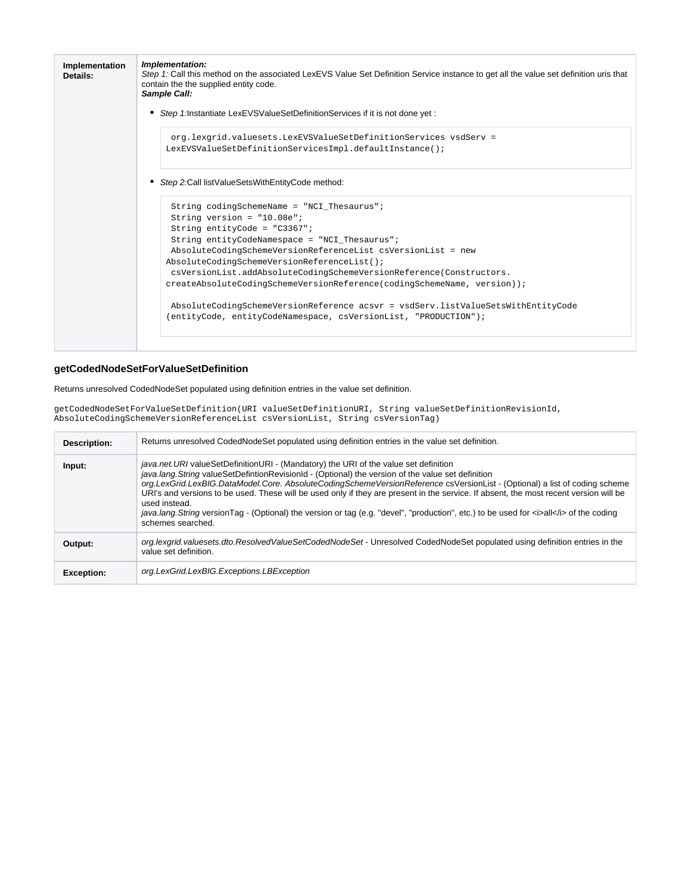| Implementation Details: | ***Implementation:***<br>*Step 1:* Call this method on the associated LexEVS Value Set Definition Service instance to get all the value set definition uris that contain the the supplied entity code.<br>***Sample Call:***<br>• *Step 1:*Instantiate LexEVSValueSetDefinitionServices if it is not done yet :<br>`org.lexgrid.valuesets.LexEVSValueSetDefinitionServices vsdServ = LexEVSValueSetDefinitionServicesImpl.defaultInstance();`<br>• *Step 2:*Call listValueSetsWithEntityCode method:<br>`String codingSchemeName = "NCI_Thesaurus";`<br>`String version = "10.08e";`<br>`String entityCode = "C3367";`<br>`String entityCodeNamespace = "NCI_Thesaurus";`<br>`AbsoluteCodingSchemeVersionReferenceList csVersionList = new AbsoluteCodingSchemeVersionReferenceList();`<br>`csVersionList.addAbsoluteCodingSchemeVersionReference(Constructors.createAbsoluteCodingSchemeVersionReference(codingSchemeName, version));`<br><br>`AbsoluteCodingSchemeVersionReference acsvr = vsdServ.listValueSetsWithEntityCode(entityCode, entityCodeNamespace, csVersionList, "PRODUCTION");` |
|---|---|

### getCodedNodeSetForValueSetDefinition

Returns unresolved CodedNodeSet populated using definition entries in the value set definition.

```
getCodedNodeSetForValueSetDefinition(URI valueSetDefinitionURI, String valueSetDefinitionRevisionId,
AbsoluteCodingSchemeVersionReferenceList csVersionList, String csVersionTag)
```

| **Description:** | Returns unresolved CodedNodeSet populated using definition entries in the value set definition. |
|---|---|
| **Input:** | *java.net.URI* valueSetDefinitionURI - (Mandatory) the URI of the value set definition<br>*java.lang.String* valueSetDefintionRevisionId - (Optional) the version of the value set definition<br>*org.LexGrid.LexBIG.DataModel.Core. AbsoluteCodingSchemeVersionReference* csVersionList - (Optional) a list of coding scheme URI's and versions to be used. These will be used only if they are present in the service. If absent, the most recent version will be used instead.<br>*java.lang.String* versionTag - (Optional) the version or tag (e.g. "devel", "production", etc.) to be used for <i>all</i> of the coding schemes searched. |
| **Output:** | *org.lexgrid.valuesets.dto.ResolvedValueSetCodedNodeSet* - Unresolved CodedNodeSet populated using definition entries in the value set definition. |
| **Exception:** | *org.LexGrid.LexBIG.Exceptions.LBException* |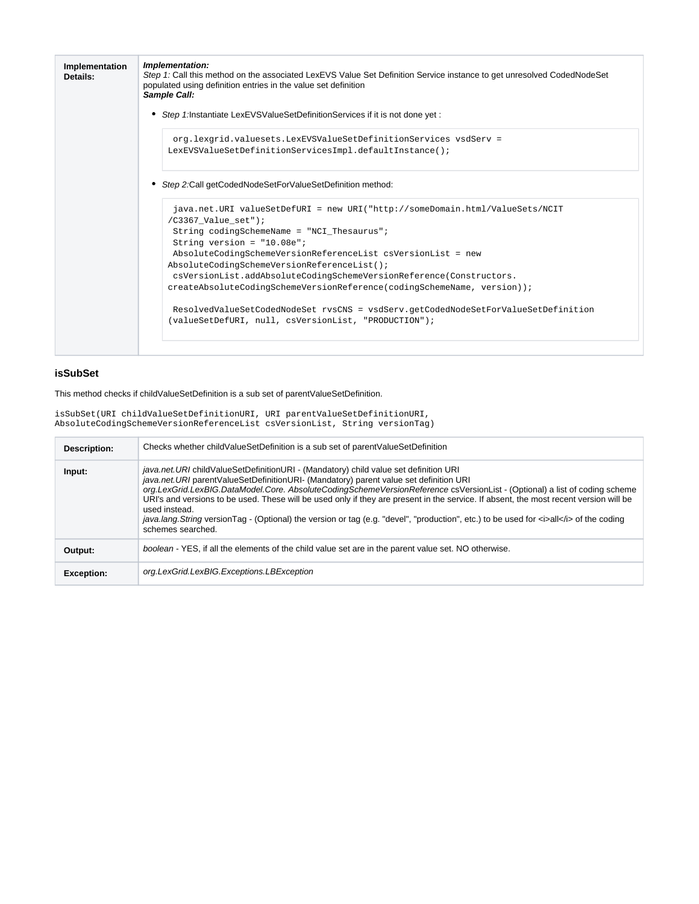| | |
|---|---|
| **Implementation Details:** | ***Implementation:*** *Step 1:* Call this method on the associated LexEVS Value Set Definition Service instance to get unresolved CodedNodeSet populated using definition entries in the value set definition ***Sample Call:*** <br>• *Step 1:*Instantiate LexEVSValueSetDefinitionServices if it is not done yet : <br>`org.lexgrid.valuesets.LexEVSValueSetDefinitionServices vsdServ = LexEVSValueSetDefinitionServicesImpl.defaultInstance();` <br>• *Step 2:*Call getCodedNodeSetForValueSetDefinition method: <br>`java.net.URI valueSetDefURI = new URI("http://someDomain.html/ValueSets/NCIT/C3367_Value_set");` `String codingSchemeName = "NCI_Thesaurus";` `String version = "10.08e";` `AbsoluteCodingSchemeVersionReferenceList csVersionList = new AbsoluteCodingSchemeVersionReferenceList();` `csVersionList.addAbsoluteCodingSchemeVersionReference(Constructors.createAbsoluteCodingSchemeVersionReference(codingSchemeName, version));` `ResolvedValueSetCodedNodeSet rvsCNS = vsdServ.getCodedNodeSetForValueSetDefinition(valueSetDefURI, null, csVersionList, "PRODUCTION");` |

### isSubSet

This method checks if childValueSetDefinition is a sub set of parentValueSetDefinition.

```
isSubSet(URI childValueSetDefinitionURI, URI parentValueSetDefinitionURI,
AbsoluteCodingSchemeVersionReferenceList csVersionList, String versionTag)
```

| | |
|---|---|
| **Description:** | Checks whether childValueSetDefinition is a sub set of parentValueSetDefinition |
| **Input:** | *java.net.URI* childValueSetDefinitionURI - (Mandatory) child value set definition URI <br>*java.net.URI* parentValueSetDefinitionURI- (Mandatory) parent value set definition URI <br>*org.LexGrid.LexBIG.DataModel.Core. AbsoluteCodingSchemeVersionReference* csVersionList - (Optional) a list of coding scheme URI's and versions to be used. These will be used only if they are present in the service. If absent, the most recent version will be used instead. <br>*java.lang.String* versionTag - (Optional) the version or tag (e.g. "devel", "production", etc.) to be used for &lt;i&gt;all&lt;/i&gt; of the coding schemes searched. |
| **Output:** | *boolean* - YES, if all the elements of the child value set are in the parent value set. NO otherwise. |
| **Exception:** | *org.LexGrid.LexBIG.Exceptions.LBException* |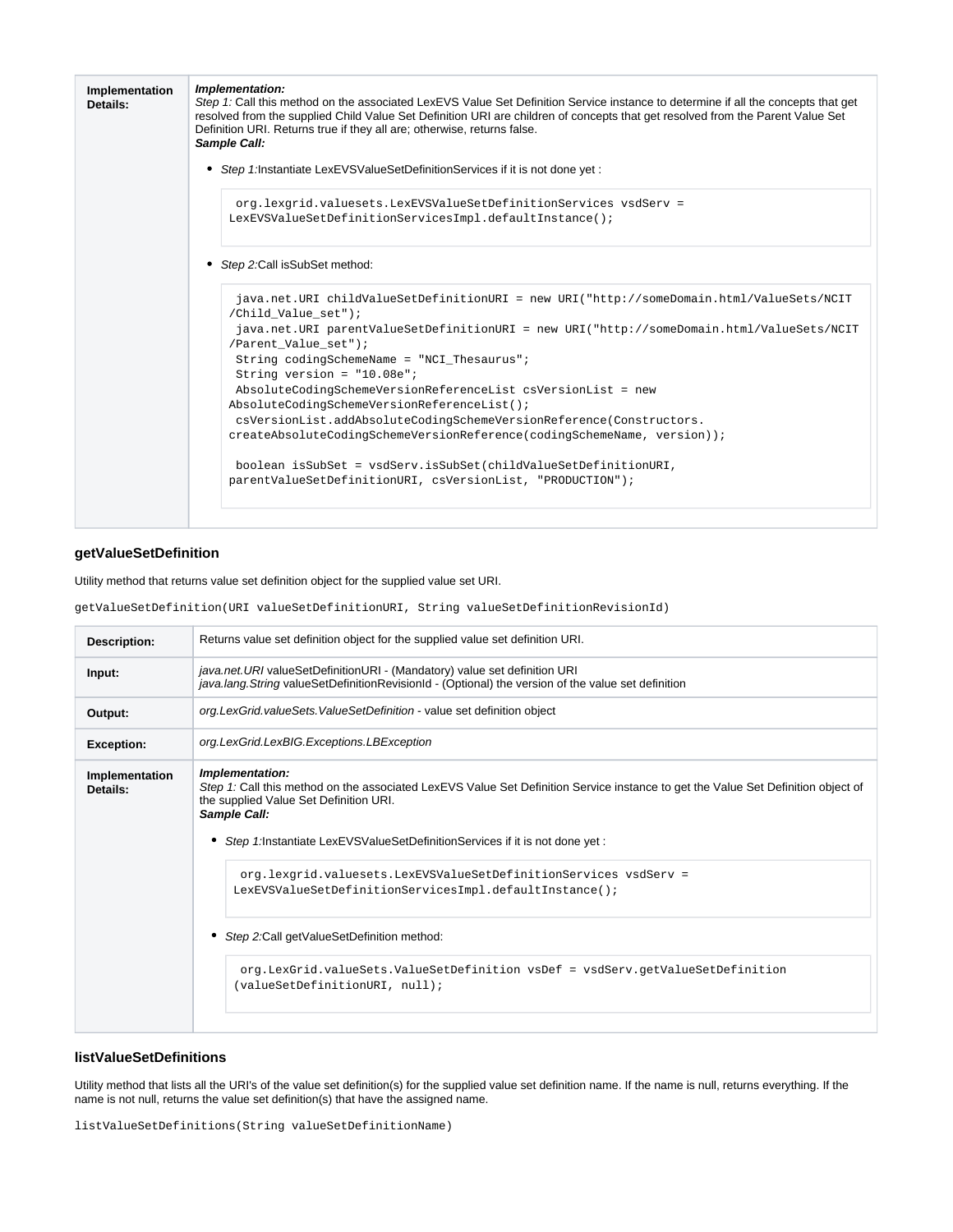| Implementation Details: | ***Implementation:***<br>*Step 1:* Call this method on the associated LexEVS Value Set Definition Service instance to determine if all the concepts that get resolved from the supplied Child Value Set Definition URI are children of concepts that get resolved from the Parent Value Set Definition URI. Returns true if they all are; otherwise, returns false.<br>***Sample Call:***<br>• *Step 1:*Instantiate LexEVSValueSetDefinitionServices if it is not done yet :<br>`org.lexgrid.valuesets.LexEVSValueSetDefinitionServices vsdServ = LexEVSValueSetDefinitionServicesImpl.defaultInstance();`<br>• *Step 2:*Call isSubSet method:<br>`java.net.URI childValueSetDefinitionURI = new URI("http://someDomain.html/ValueSets/NCIT/Child_Value_set");`<br>`java.net.URI parentValueSetDefinitionURI = new URI("http://someDomain.html/ValueSets/NCIT/Parent_Value_set");`<br>`String codingSchemeName = "NCI_Thesaurus";`<br>`String version = "10.08e";`<br>`AbsoluteCodingSchemeVersionReferenceList csVersionList = new AbsoluteCodingSchemeVersionReferenceList();`<br>`csVersionList.addAbsoluteCodingSchemeVersionReference(Constructors.createAbsoluteCodingSchemeVersionReference(codingSchemeName, version));`<br>`boolean isSubSet = vsdServ.isSubSet(childValueSetDefinitionURI, parentValueSetDefinitionURI, csVersionList, "PRODUCTION");` |
|---|---|

### getValueSetDefinition

Utility method that returns value set definition object for the supplied value set URI.

```
getValueSetDefinition(URI valueSetDefinitionURI, String valueSetDefinitionRevisionId)
```

| Description: | Returns value set definition object for the supplied value set definition URI. |
|---|---|
| Input: | *java.net.URI* valueSetDefinitionURI - (Mandatory) value set definition URI<br>*java.lang.String* valueSetDefinitionRevisionId - (Optional) the version of the value set definition |
| Output: | *org.LexGrid.valueSets.ValueSetDefinition* - value set definition object |
| Exception: | *org.LexGrid.LexBIG.Exceptions.LBException* |
| Implementation Details: | ***Implementation:***<br>*Step 1:* Call this method on the associated LexEVS Value Set Definition Service instance to get the Value Set Definition object of the supplied Value Set Definition URI.<br>***Sample Call:***<br>• *Step 1:*Instantiate LexEVSValueSetDefinitionServices if it is not done yet :<br>`org.lexgrid.valuesets.LexEVSValueSetDefinitionServices vsdServ = LexEVSValueSetDefinitionServicesImpl.defaultInstance();`<br>• *Step 2:*Call getValueSetDefinition method:<br>`org.LexGrid.valueSets.ValueSetDefinition vsDef = vsdServ.getValueSetDefinition(valueSetDefinitionURI, null);` |

### listValueSetDefinitions

Utility method that lists all the URI's of the value set definition(s) for the supplied value set definition name. If the name is null, returns everything. If the name is not null, returns the value set definition(s) that have the assigned name.

```
listValueSetDefinitions(String valueSetDefinitionName)
```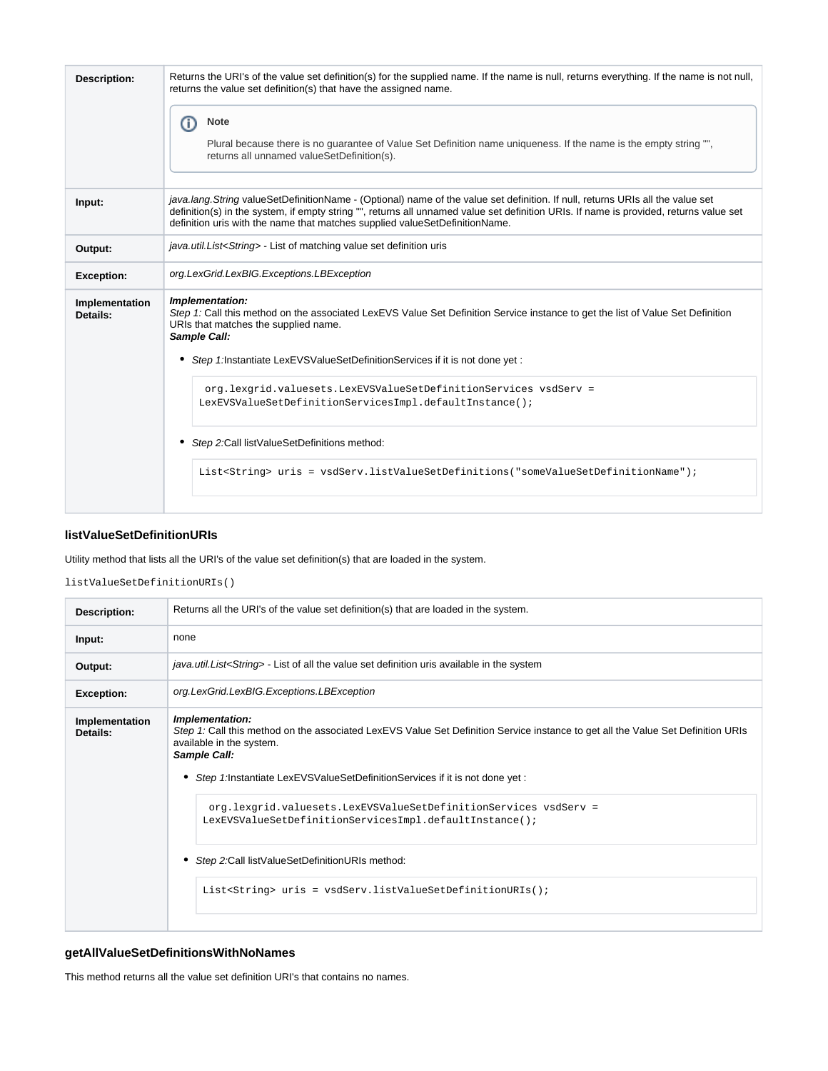| | |
|---|---|
| **Description:** | Returns the URI's of the value set definition(s) for the supplied name. If the name is null, returns everything. If the name is not null, returns the value set definition(s) that have the assigned name.<br><br>**Note**<br>Plural because there is no guarantee of Value Set Definition name uniqueness. If the name is the empty string "", returns all unnamed valueSetDefinition(s). |
| **Input:** | *java.lang.String* valueSetDefinitionName - (Optional) name of the value set definition. If null, returns URIs all the value set definition(s) in the system, if empty string "", returns all unnamed value set definition URIs. If name is provided, returns value set definition uris with the name that matches supplied valueSetDefinitionName. |
| **Output:** | *java.util.List<String>* - List of matching value set definition uris |
| **Exception:** | *org.LexGrid.LexBIG.Exceptions.LBException* |
| **Implementation Details:** | ***Implementation:***<br>*Step 1:* Call this method on the associated LexEVS Value Set Definition Service instance to get the list of Value Set Definition URIs that matches the supplied name.<br>***Sample Call:***<br>• *Step 1:*Instantiate LexEVSValueSetDefinitionServices if it is not done yet :<br>`org.lexgrid.valuesets.LexEVSValueSetDefinitionServices vsdServ = LexEVSValueSetDefinitionServicesImpl.defaultInstance();`<br>• *Step 2:*Call listValueSetDefinitions method:<br>`List<String> uris = vsdServ.listValueSetDefinitions("someValueSetDefinitionName");` |

### listValueSetDefinitionURIs

Utility method that lists all the URI's of the value set definition(s) that are loaded in the system.

```
listValueSetDefinitionURIs()
```

| | |
|---|---|
| **Description:** | Returns all the URI's of the value set definition(s) that are loaded in the system. |
| **Input:** | none |
| **Output:** | *java.util.List<String>* - List of all the value set definition uris available in the system |
| **Exception:** | *org.LexGrid.LexBIG.Exceptions.LBException* |
| **Implementation Details:** | ***Implementation:***<br>*Step 1:* Call this method on the associated LexEVS Value Set Definition Service instance to get all the Value Set Definition URIs available in the system.<br>***Sample Call:***<br>• *Step 1:*Instantiate LexEVSValueSetDefinitionServices if it is not done yet :<br>`org.lexgrid.valuesets.LexEVSValueSetDefinitionServices vsdServ = LexEVSValueSetDefinitionServicesImpl.defaultInstance();`<br>• *Step 2:*Call listValueSetDefinitionURIs method:<br>`List<String> uris = vsdServ.listValueSetDefinitionURIs();` |

### getAllValueSetDefinitionsWithNoNames

This method returns all the value set definition URI's that contains no names.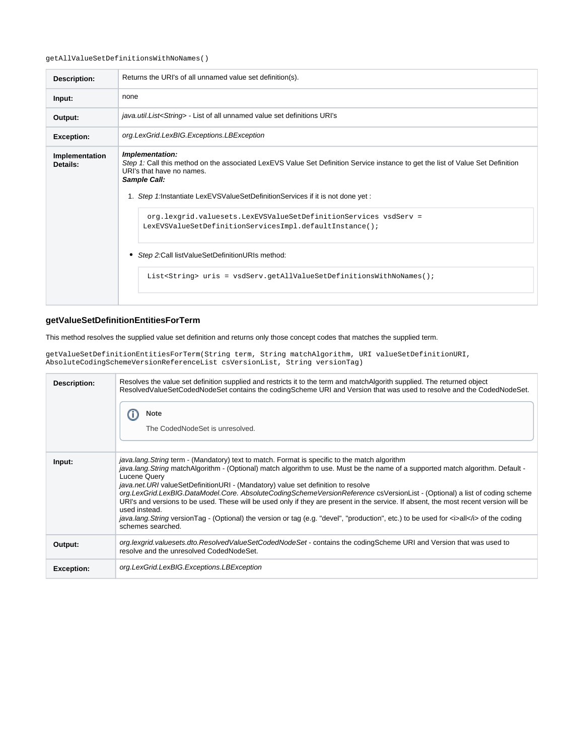getAllValueSetDefinitionsWithNoNames()

| | |
|---|---|
| **Description:** | Returns the URI's of all unnamed value set definition(s). |
| **Input:** | none |
| **Output:** | *java.util.List<String>* - List of all unnamed value set definitions URI's |
| **Exception:** | *org.LexGrid.LexBIG.Exceptions.LBException* |
| **Implementation Details:** | ***Implementation:*** <br> *Step 1:* Call this method on the associated LexEVS Value Set Definition Service instance to get the list of Value Set Definition URI's that have no names. <br> ***Sample Call:*** <br> 1. *Step 1:*Instantiate LexEVSValueSetDefinitionServices if it is not done yet : <br> `org.lexgrid.valuesets.LexEVSValueSetDefinitionServices vsdServ = LexEVSValueSetDefinitionServicesImpl.defaultInstance();` <br> • *Step 2:*Call listValueSetDefinitionURIs method: <br> `List<String> uris = vsdServ.getAllValueSetDefinitionsWithNoNames();` |

### getValueSetDefinitionEntitiesForTerm

This method resolves the supplied value set definition and returns only those concept codes that matches the supplied term.

```
getValueSetDefinitionEntitiesForTerm(String term, String matchAlgorithm, URI valueSetDefinitionURI,
AbsoluteCodingSchemeVersionReferenceList csVersionList, String versionTag)
```

| | |
|---|---|
| **Description:** | Resolves the value set definition supplied and restricts it to the term and matchAlgorith supplied. The returned object ResolvedValueSetCodedNodeSet contains the codingScheme URI and Version that was used to resolve and the CodedNodeSet. <br> **Note** <br> The CodedNodeSet is unresolved. |
| **Input:** | *java.lang.String* term - (Mandatory) text to match. Format is specific to the match algorithm <br> *java.lang.String* matchAlgorithm - (Optional) match algorithm to use. Must be the name of a supported match algorithm. Default - Lucene Query <br> *java.net.URI* valueSetDefinitionURI - (Mandatory) value set definition to resolve <br> *org.LexGrid.LexBIG.DataModel.Core. AbsoluteCodingSchemeVersionReference* csVersionList - (Optional) a list of coding scheme URI's and versions to be used. These will be used only if they are present in the service. If absent, the most recent version will be used instead. <br> *java.lang.String* versionTag - (Optional) the version or tag (e.g. "devel", "production", etc.) to be used for <i>all</i> of the coding schemes searched. |
| **Output:** | *org.lexgrid.valuesets.dto.ResolvedValueSetCodedNodeSet* - contains the codingScheme URI and Version that was used to resolve and the unresolved CodedNodeSet. |
| **Exception:** | *org.LexGrid.LexBIG.Exceptions.LBException* |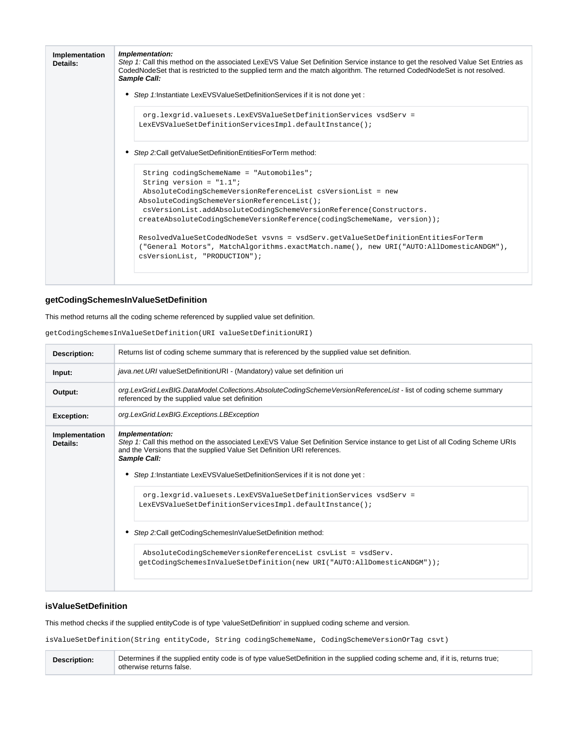| | |
|---|---|
| **Implementation Details:** | ***Implementation:*** *Step 1:* Call this method on the associated LexEVS Value Set Definition Service instance to get the resolved Value Set Entries as CodedNodeSet that is restricted to the supplied term and the match algorithm. The returned CodedNodeSet is not resolved. ***Sample Call:*** <br>• *Step 1:*Instantiate LexEVSValueSetDefinitionServices if it is not done yet : <br>`org.lexgrid.valuesets.LexEVSValueSetDefinitionServices vsdServ = LexEVSValueSetDefinitionServicesImpl.defaultInstance();` <br>• *Step 2:*Call getValueSetDefinitionEntitiesForTerm method: <br>`String codingSchemeName = "Automobiles";` `String version = "1.1";` `AbsoluteCodingSchemeVersionReferenceList csVersionList = new AbsoluteCodingSchemeVersionReferenceList();` `csVersionList.addAbsoluteCodingSchemeVersionReference(Constructors.createAbsoluteCodingSchemeVersionReference(codingSchemeName, version));` `ResolvedValueSetCodedNodeSet vsvns = vsdServ.getValueSetDefinitionEntitiesForTerm("General Motors", MatchAlgorithms.exactMatch.name(), new URI("AUTO:AllDomesticANDGM"), csVersionList, "PRODUCTION");` |

### getCodingSchemesInValueSetDefinition

This method returns all the coding scheme referenced by supplied value set definition.

```
getCodingSchemesInValueSetDefinition(URI valueSetDefinitionURI)
```

| | |
|---|---|
| **Description:** | Returns list of coding scheme summary that is referenced by the supplied value set definition. |
| **Input:** | *java.net.URI* valueSetDefinitionURI - (Mandatory) value set definition uri |
| **Output:** | *org.LexGrid.LexBIG.DataModel.Collections.AbsoluteCodingSchemeVersionReferenceList* - list of coding scheme summary referenced by the supplied value set definition |
| **Exception:** | *org.LexGrid.LexBIG.Exceptions.LBException* |
| **Implementation Details:** | ***Implementation:*** *Step 1:* Call this method on the associated LexEVS Value Set Definition Service instance to get List of all Coding Scheme URIs and the Versions that the supplied Value Set Definition URI references. ***Sample Call:*** <br>• *Step 1:*Instantiate LexEVSValueSetDefinitionServices if it is not done yet : <br>`org.lexgrid.valuesets.LexEVSValueSetDefinitionServices vsdServ = LexEVSValueSetDefinitionServicesImpl.defaultInstance();` <br>• *Step 2:*Call getCodingSchemesInValueSetDefinition method: <br>`AbsoluteCodingSchemeVersionReferenceList csvList = vsdServ.getCodingSchemesInValueSetDefinition(new URI("AUTO:AllDomesticANDGM"));` |

### isValueSetDefinition

This method checks if the supplied entityCode is of type 'valueSetDefinition' in supplued coding scheme and version.

```
isValueSetDefinition(String entityCode, String codingSchemeName, CodingSchemeVersionOrTag csvt)
```

| | |
|---|---|
| **Description:** | Determines if the supplied entity code is of type valueSetDefinition in the supplied coding scheme and, if it is, returns true; otherwise returns false. |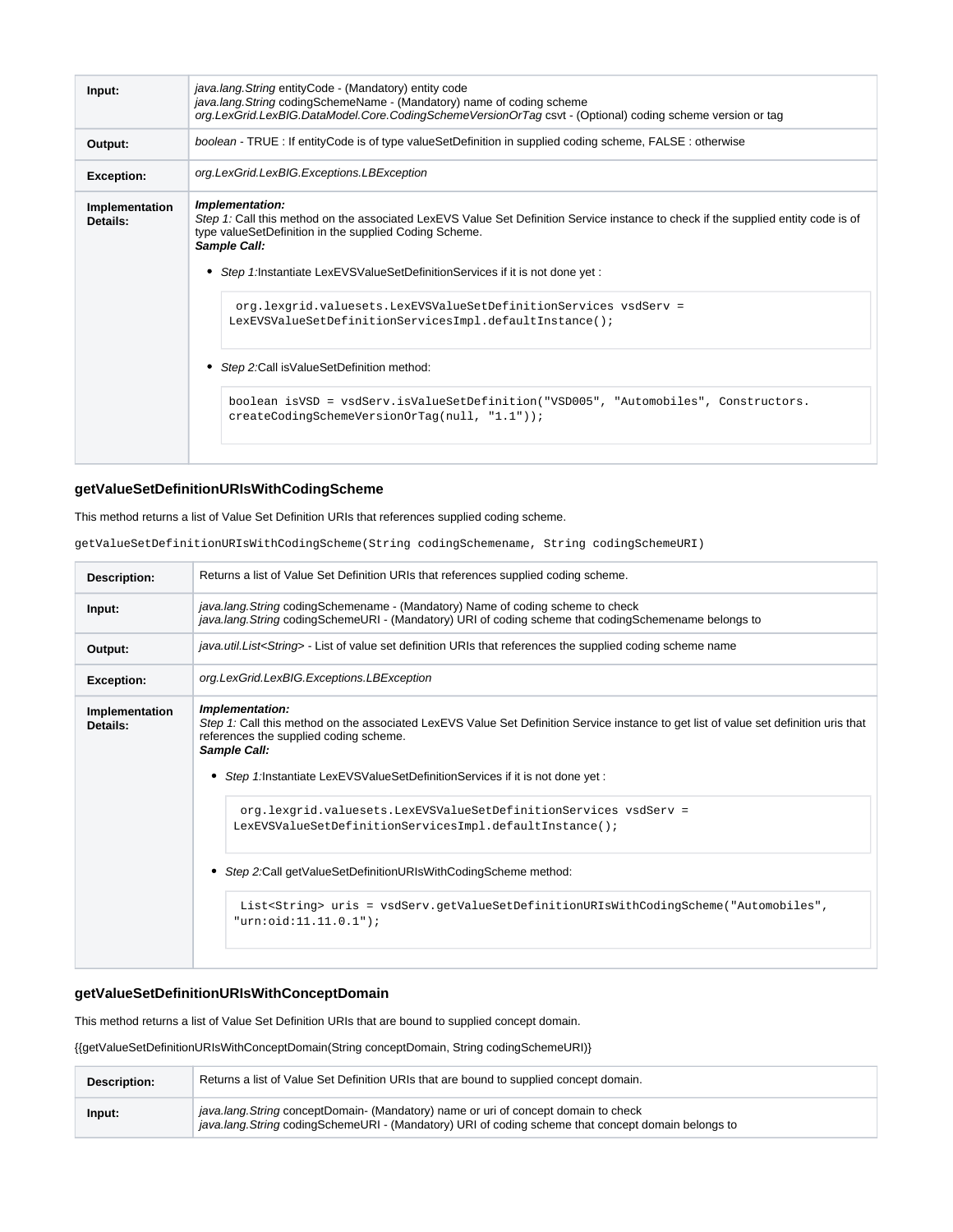| | |
|---|---|
| **Input:** | *java.lang.String* entityCode - (Mandatory) entity code<br>*java.lang.String* codingSchemeName - (Mandatory) name of coding scheme<br>*org.LexGrid.LexBIG.DataModel.Core.CodingSchemeVersionOrTag* csvt - (Optional) coding scheme version or tag |
| **Output:** | *boolean* - TRUE : If entityCode is of type valueSetDefinition in supplied coding scheme, FALSE : otherwise |
| **Exception:** | *org.LexGrid.LexBIG.Exceptions.LBException* |
| **Implementation Details:** | ***Implementation:***<br>*Step 1:* Call this method on the associated LexEVS Value Set Definition Service instance to check if the supplied entity code is of type valueSetDefinition in the supplied Coding Scheme.<br>***Sample Call:***<br>• *Step 1:*Instantiate LexEVSValueSetDefinitionServices if it is not done yet :<br>`org.lexgrid.valuesets.LexEVSValueSetDefinitionServices vsdServ = LexEVSValueSetDefinitionServicesImpl.defaultInstance();`<br>• *Step 2:*Call isValueSetDefinition method:<br>`boolean isVSD = vsdServ.isValueSetDefinition("VSD005", "Automobiles", Constructors.createCodingSchemeVersionOrTag(null, "1.1"));` |

### getValueSetDefinitionURIsWithCodingScheme

This method returns a list of Value Set Definition URIs that references supplied coding scheme.

getValueSetDefinitionURIsWithCodingScheme(String codingSchemename, String codingSchemeURI)

| | |
|---|---|
| **Description:** | Returns a list of Value Set Definition URIs that references supplied coding scheme. |
| **Input:** | *java.lang.String* codingSchemename - (Mandatory) Name of coding scheme to check<br>*java.lang.String* codingSchemeURI - (Mandatory) URI of coding scheme that codingSchemename belongs to |
| **Output:** | *java.util.List<String>* - List of value set definition URIs that references the supplied coding scheme name |
| **Exception:** | *org.LexGrid.LexBIG.Exceptions.LBException* |
| **Implementation Details:** | ***Implementation:***<br>*Step 1:* Call this method on the associated LexEVS Value Set Definition Service instance to get list of value set definition uris that references the supplied coding scheme.<br>***Sample Call:***<br>• *Step 1:*Instantiate LexEVSValueSetDefinitionServices if it is not done yet :<br>`org.lexgrid.valuesets.LexEVSValueSetDefinitionServices vsdServ = LexEVSValueSetDefinitionServicesImpl.defaultInstance();`<br>• *Step 2:*Call getValueSetDefinitionURIsWithCodingScheme method:<br>`List<String> uris = vsdServ.getValueSetDefinitionURIsWithCodingScheme("Automobiles", "urn:oid:11.11.0.1");` |

### getValueSetDefinitionURIsWithConceptDomain

This method returns a list of Value Set Definition URIs that are bound to supplied concept domain.

{{getValueSetDefinitionURIsWithConceptDomain(String conceptDomain, String codingSchemeURI)}}

| | |
|---|---|
| **Description:** | Returns a list of Value Set Definition URIs that are bound to supplied concept domain. |
| **Input:** | *java.lang.String* conceptDomain- (Mandatory) name or uri of concept domain to check<br>*java.lang.String* codingSchemeURI - (Mandatory) URI of coding scheme that concept domain belongs to |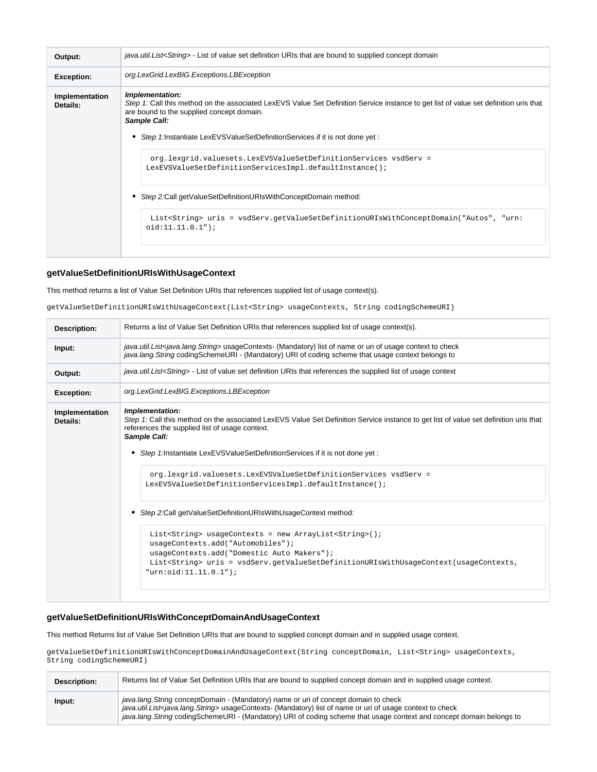| | |
|---|---|
| **Output:** | *java.util.List<String>* - List of value set definition URIs that are bound to supplied concept domain |
| **Exception:** | *org.LexGrid.LexBIG.Exceptions.LBException* |
| **Implementation Details:** | ***Implementation:***<br>*Step 1:* Call this method on the associated LexEVS Value Set Definition Service instance to get list of value set definition uris that are bound to the supplied concept domain.<br>***Sample Call:***<br>• *Step 1:*Instantiate LexEVSValueSetDefinitionServices if it is not done yet :<br>`org.lexgrid.valuesets.LexEVSValueSetDefinitionServices vsdServ = LexEVSValueSetDefinitionServicesImpl.defaultInstance();`<br>• *Step 2:*Call getValueSetDefinitionURIsWithConceptDomain method:<br>`List<String> uris = vsdServ.getValueSetDefinitionURIsWithConceptDomain("Autos", "urn:oid:11.11.0.1");` |

### getValueSetDefinitionURIsWithUsageContext

This method returns a list of Value Set Definition URIs that references supplied list of usage context(s).

```
getValueSetDefinitionURIsWithUsageContext(List<String> usageContexts, String codingSchemeURI)
```

| | |
|---|---|
| **Description:** | Returns a list of Value Set Definition URIs that references supplied list of usage context(s). |
| **Input:** | *java.util.List<java.lang.String>* usageContexts- (Mandatory) list of name or uri of usage context to check<br>*java.lang.String* codingSchemeURI - (Mandatory) URI of coding scheme that usage context belongs to |
| **Output:** | *java.util.List<String>* - List of value set definition URIs that references the supplied list of usage context |
| **Exception:** | *org.LexGrid.LexBIG.Exceptions.LBException* |
| **Implementation Details:** | ***Implementation:***<br>*Step 1:* Call this method on the associated LexEVS Value Set Definition Service instance to get list of value set definition uris that references the supplied list of usage context.<br>***Sample Call:***<br>• *Step 1:*Instantiate LexEVSValueSetDefinitionServices if it is not done yet :<br>`org.lexgrid.valuesets.LexEVSValueSetDefinitionServices vsdServ = LexEVSValueSetDefinitionServicesImpl.defaultInstance();`<br>• *Step 2:*Call getValueSetDefinitionURIsWithUsageContext method:<br>`List<String> usageContexts = new ArrayList<String>();`<br>`usageContexts.add("Automobiles");`<br>`usageContexts.add("Domestic Auto Makers");`<br>`List<String> uris = vsdServ.getValueSetDefinitionURIsWithUsageContext(usageContexts, "urn:oid:11.11.0.1");` |

### getValueSetDefinitionURIsWithConceptDomainAndUsageContext

This method Returns list of Value Set Definition URIs that are bound to supplied concept domain and in supplied usage context.

```
getValueSetDefinitionURIsWithConceptDomainAndUsageContext(String conceptDomain, List<String> usageContexts,
String codingSchemeURI)
```

| | |
|---|---|
| **Description:** | Returns list of Value Set Definition URIs that are bound to supplied concept domain and in supplied usage context. |
| **Input:** | *java.lang.String* conceptDomain - (Mandatory) name or uri of concept domain to check<br>*java.util.List<java.lang.String>* usageContexts- (Mandatory) list of name or uri of usage context to check<br>*java.lang.String* codingSchemeURI - (Mandatory) URI of coding scheme that usage context and concept domain belongs to |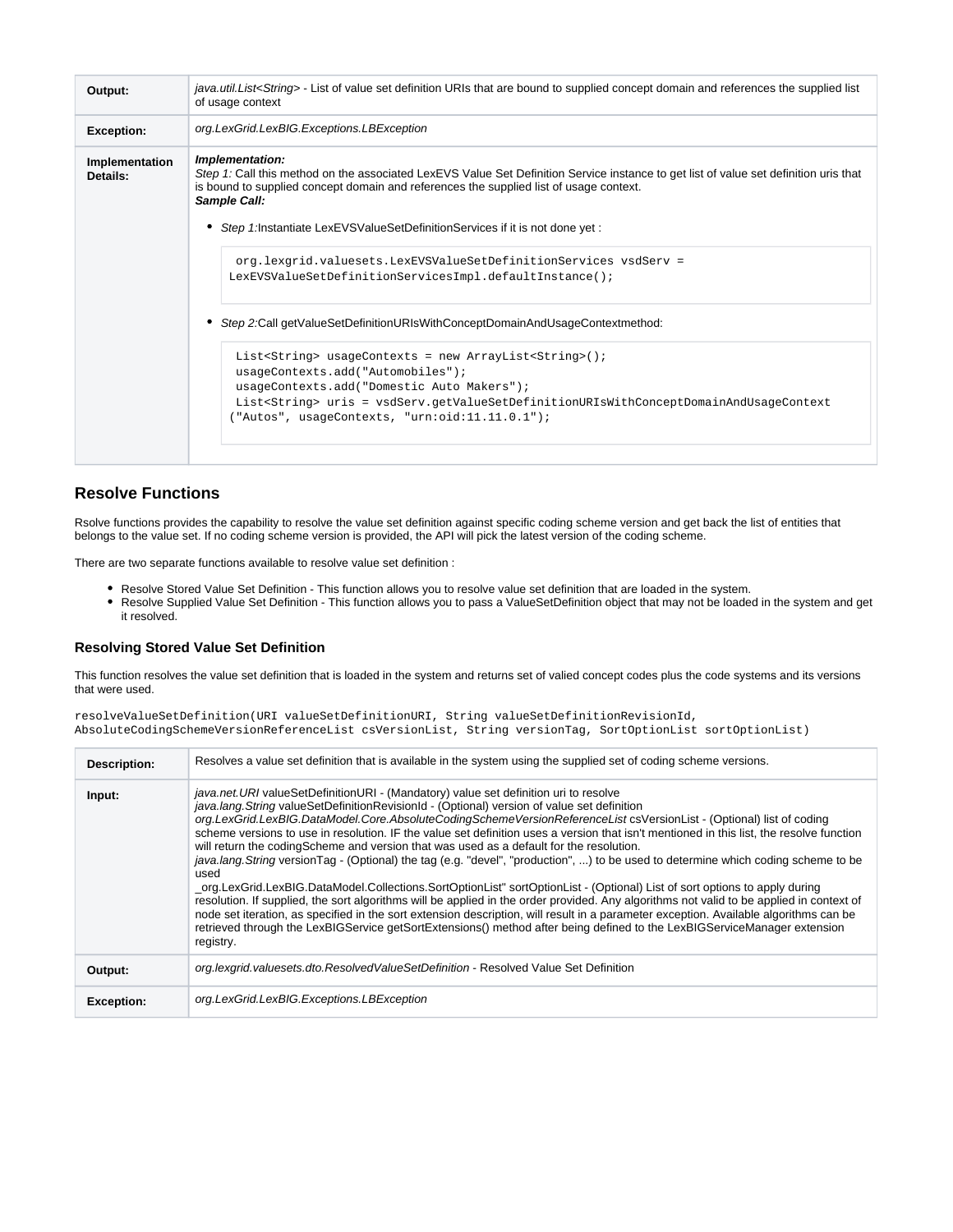| | |
|---|---|
| **Output:** | *java.util.List<String>* - List of value set definition URIs that are bound to supplied concept domain and references the supplied list of usage context |
| **Exception:** | *org.LexGrid.LexBIG.Exceptions.LBException* |
| **Implementation Details:** | ***Implementation:***<br>*Step 1:* Call this method on the associated LexEVS Value Set Definition Service instance to get list of value set definition uris that is bound to supplied concept domain and references the supplied list of usage context.<br>***Sample Call:***<br>• *Step 1:*Instantiate LexEVSValueSetDefinitionServices if it is not done yet :<br>`org.lexgrid.valuesets.LexEVSValueSetDefinitionServices vsdServ = LexEVSValueSetDefinitionServicesImpl.defaultInstance();`<br>• *Step 2:*Call getValueSetDefinitionURIsWithConceptDomainAndUsageContextmethod:<br>`List<String> usageContexts = new ArrayList<String>();`<br>`usageContexts.add("Automobiles");`<br>`usageContexts.add("Domestic Auto Makers");`<br>`List<String> uris = vsdServ.getValueSetDefinitionURIsWithConceptDomainAndUsageContext ("Autos", usageContexts, "urn:oid:11.11.0.1");` |

## Resolve Functions

Rsolve functions provides the capability to resolve the value set definition against specific coding scheme version and get back the list of entities that belongs to the value set. If no coding scheme version is provided, the API will pick the latest version of the coding scheme.

There are two separate functions available to resolve value set definition :

- Resolve Stored Value Set Definition - This function allows you to resolve value set definition that are loaded in the system.
- Resolve Supplied Value Set Definition - This function allows you to pass a ValueSetDefinition object that may not be loaded in the system and get it resolved.

### Resolving Stored Value Set Definition

This function resolves the value set definition that is loaded in the system and returns set of valied concept codes plus the code systems and its versions that were used.

```
resolveValueSetDefinition(URI valueSetDefinitionURI, String valueSetDefinitionRevisionId,
AbsoluteCodingSchemeVersionReferenceList csVersionList, String versionTag, SortOptionList sortOptionList)
```

| | |
|---|---|
| **Description:** | Resolves a value set definition that is available in the system using the supplied set of coding scheme versions. |
| **Input:** | *java.net.URI* valueSetDefinitionURI - (Mandatory) value set definition uri to resolve<br>*java.lang.String* valueSetDefinitionRevisionId - (Optional) version of value set definition<br>*org.LexGrid.LexBIG.DataModel.Core.AbsoluteCodingSchemeVersionReferenceList* csVersionList - (Optional) list of coding scheme versions to use in resolution. IF the value set definition uses a version that isn't mentioned in this list, the resolve function will return the codingScheme and version that was used as a default for the resolution.<br>*java.lang.String* versionTag - (Optional) the tag (e.g. "devel", "production", ...) to be used to determine which coding scheme to be used<br>_org.LexGrid.LexBIG.DataModel.Collections.SortOptionList" sortOptionList - (Optional) List of sort options to apply during resolution. If supplied, the sort algorithms will be applied in the order provided. Any algorithms not valid to be applied in context of node set iteration, as specified in the sort extension description, will result in a parameter exception. Available algorithms can be retrieved through the LexBIGService getSortExtensions() method after being defined to the LexBIGServiceManager extension registry. |
| **Output:** | *org.lexgrid.valuesets.dto.ResolvedValueSetDefinition* - Resolved Value Set Definition |
| **Exception:** | *org.LexGrid.LexBIG.Exceptions.LBException* |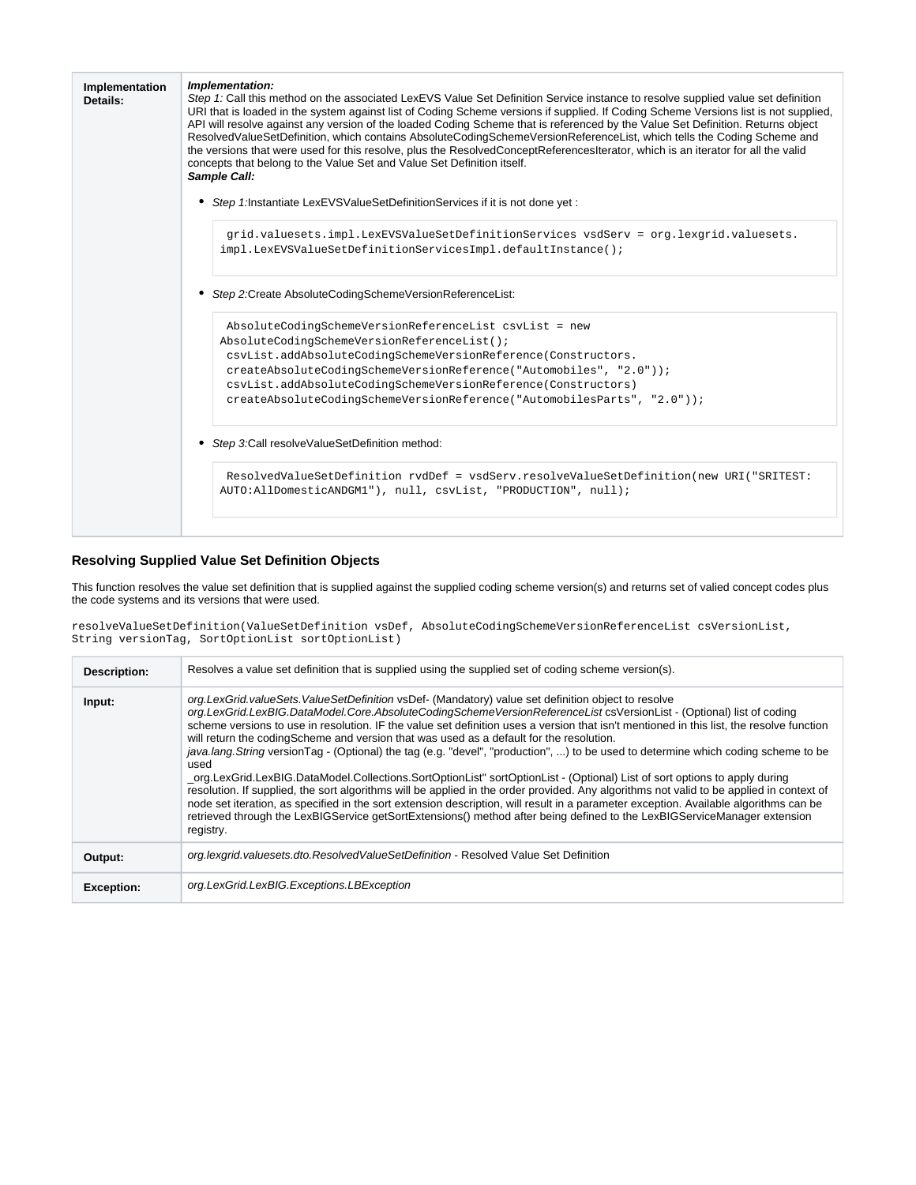| | |
|---|---|
| **Implementation Details:** | ***Implementation:***<br>*Step 1:* Call this method on the associated LexEVS Value Set Definition Service instance to resolve supplied value set definition URI that is loaded in the system against list of Coding Scheme versions if supplied. If Coding Scheme Versions list is not supplied, API will resolve against any version of the loaded Coding Scheme that is referenced by the Value Set Definition. Returns object ResolvedValueSetDefinition, which contains AbsoluteCodingSchemeVersionReferenceList, which tells the Coding Scheme and the versions that were used for this resolve, plus the ResolvedConceptReferencesIterator, which is an iterator for all the valid concepts that belong to the Value Set and Value Set Definition itself.<br>***Sample Call:***<br>• *Step 1:*Instantiate LexEVSValueSetDefinitionServices if it is not done yet :<br>`grid.valuesets.impl.LexEVSValueSetDefinitionServices vsdServ = org.lexgrid.valuesets.impl.LexEVSValueSetDefinitionServicesImpl.defaultInstance();`<br>• *Step 2:*Create AbsoluteCodingSchemeVersionReferenceList:<br>`AbsoluteCodingSchemeVersionReferenceList csvList = new AbsoluteCodingSchemeVersionReferenceList();`<br>`csvList.addAbsoluteCodingSchemeVersionReference(Constructors.createAbsoluteCodingSchemeVersionReference("Automobiles", "2.0"));`<br>`csvList.addAbsoluteCodingSchemeVersionReference(Constructors)createAbsoluteCodingSchemeVersionReference("AutomobilesParts", "2.0"));`<br>• *Step 3:*Call resolveValueSetDefinition method:<br>`ResolvedValueSetDefinition rvdDef = vsdServ.resolveValueSetDefinition(new URI("SRITEST:AUTO:AllDomesticANDGM1"), null, csvList, "PRODUCTION", null);` |

### Resolving Supplied Value Set Definition Objects

This function resolves the value set definition that is supplied against the supplied coding scheme version(s) and returns set of valied concept codes plus the code systems and its versions that were used.

```
resolveValueSetDefinition(ValueSetDefinition vsDef, AbsoluteCodingSchemeVersionReferenceList csVersionList,
String versionTag, SortOptionList sortOptionList)
```

| | |
|---|---|
| **Description:** | Resolves a value set definition that is supplied using the supplied set of coding scheme version(s). |
| **Input:** | *org.LexGrid.valueSets.ValueSetDefinition* vsDef- (Mandatory) value set definition object to resolve<br>*org.LexGrid.LexBIG.DataModel.Core.AbsoluteCodingSchemeVersionReferenceList* csVersionList - (Optional) list of coding scheme versions to use in resolution. IF the value set definition uses a version that isn't mentioned in this list, the resolve function will return the codingScheme and version that was used as a default for the resolution.<br>*java.lang.String* versionTag - (Optional) the tag (e.g. "devel", "production", ...) to be used to determine which coding scheme to be used<br>_org.LexGrid.LexBIG.DataModel.Collections.SortOptionList" sortOptionList - (Optional) List of sort options to apply during resolution. If supplied, the sort algorithms will be applied in the order provided. Any algorithms not valid to be applied in context of node set iteration, as specified in the sort extension description, will result in a parameter exception. Available algorithms can be retrieved through the LexBIGService getSortExtensions() method after being defined to the LexBIGServiceManager extension registry. |
| **Output:** | *org.lexgrid.valuesets.dto.ResolvedValueSetDefinition* - Resolved Value Set Definition |
| **Exception:** | *org.LexGrid.LexBIG.Exceptions.LBException* |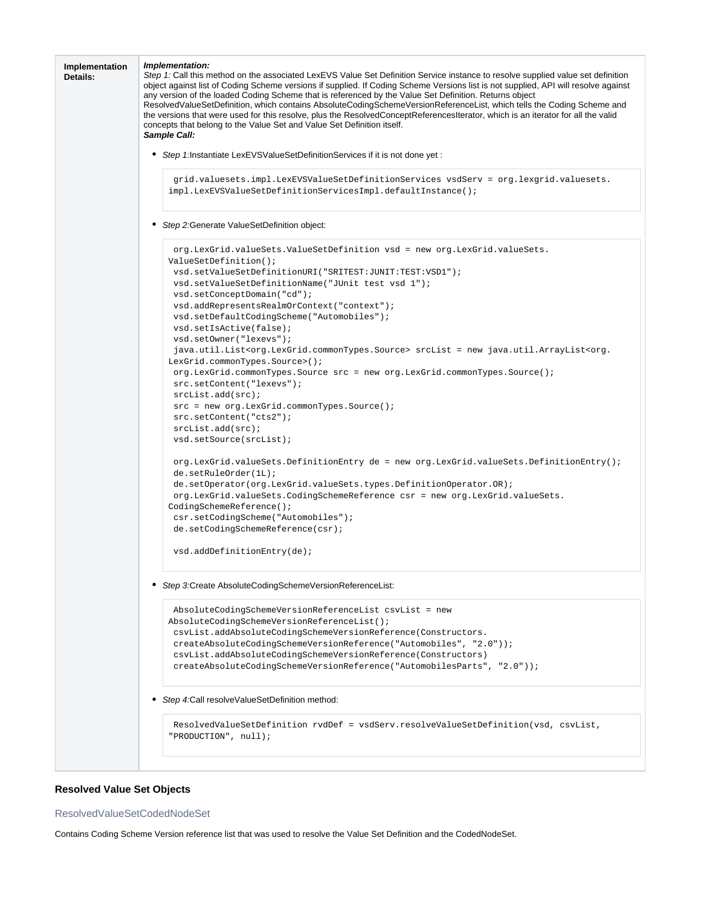| Implementation Details: | ***Implementation:*** *Step 1:* Call this method on the associated LexEVS Value Set Definition Service instance to resolve supplied value set definition object against list of Coding Scheme versions if supplied. If Coding Scheme Versions list is not supplied, API will resolve against any version of the loaded Coding Scheme that is referenced by the Value Set Definition. Returns object ResolvedValueSetDefinition, which contains AbsoluteCodingSchemeVersionReferenceList, which tells the Coding Scheme and the versions that were used for this resolve, plus the ResolvedConceptReferencesIterator, which is an iterator for all the valid concepts that belong to the Value Set and Value Set Definition itself. ***Sample Call:*** |
|---|---|

- *Step 1:*Instantiate LexEVSValueSetDefinitionServices if it is not done yet :

```
 grid.valuesets.impl.LexEVSValueSetDefinitionServices vsdServ = org.lexgrid.valuesets.
impl.LexEVSValueSetDefinitionServicesImpl.defaultInstance();
```

- *Step 2:*Generate ValueSetDefinition object:

```
 org.LexGrid.valueSets.ValueSetDefinition vsd = new org.LexGrid.valueSets.
ValueSetDefinition();
 vsd.setValueSetDefinitionURI("SRITEST:JUNIT:TEST:VSD1");
 vsd.setValueSetDefinitionName("JUnit test vsd 1");
 vsd.setConceptDomain("cd");
 vsd.addRepresentsRealmOrContext("context");
 vsd.setDefaultCodingScheme("Automobiles");
 vsd.setIsActive(false);
 vsd.setOwner("lexevs");
 java.util.List<org.LexGrid.commonTypes.Source> srcList = new java.util.ArrayList<org.
LexGrid.commonTypes.Source>();
 org.LexGrid.commonTypes.Source src = new org.LexGrid.commonTypes.Source();
 src.setContent("lexevs");
 srcList.add(src);
 src = new org.LexGrid.commonTypes.Source();
 src.setContent("cts2");
 srcList.add(src);
 vsd.setSource(srcList);

 org.LexGrid.valueSets.DefinitionEntry de = new org.LexGrid.valueSets.DefinitionEntry();
 de.setRuleOrder(1L);
 de.setOperator(org.LexGrid.valueSets.types.DefinitionOperator.OR);
 org.LexGrid.valueSets.CodingSchemeReference csr = new org.LexGrid.valueSets.
CodingSchemeReference();
 csr.setCodingScheme("Automobiles");
 de.setCodingSchemeReference(csr);

 vsd.addDefinitionEntry(de);
```

- *Step 3:*Create AbsoluteCodingSchemeVersionReferenceList:

```
 AbsoluteCodingSchemeVersionReferenceList csvList = new
AbsoluteCodingSchemeVersionReferenceList();
 csvList.addAbsoluteCodingSchemeVersionReference(Constructors.
 createAbsoluteCodingSchemeVersionReference("Automobiles", "2.0"));
 csvList.addAbsoluteCodingSchemeVersionReference(Constructors)
 createAbsoluteCodingSchemeVersionReference("AutomobilesParts", "2.0"));
```

- *Step 4:*Call resolveValueSetDefinition method:

```
 ResolvedValueSetDefinition rvdDef = vsdServ.resolveValueSetDefinition(vsd, csvList,
"PRODUCTION", null);
```

### Resolved Value Set Objects

#### ResolvedValueSetCodedNodeSet

Contains Coding Scheme Version reference list that was used to resolve the Value Set Definition and the CodedNodeSet.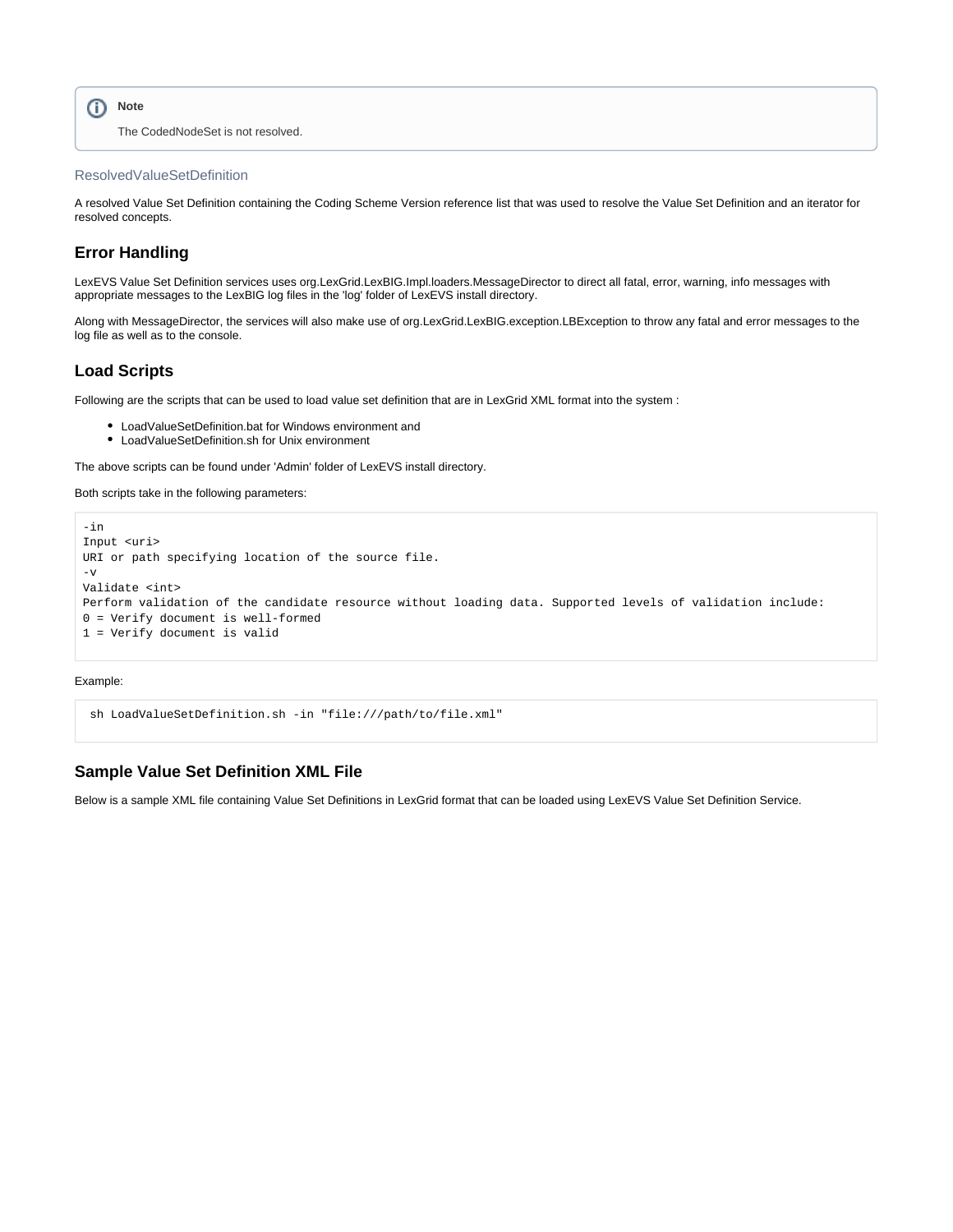> **Note**
>
> The CodedNodeSet is not resolved.

ResolvedValueSetDefinition

A resolved Value Set Definition containing the Coding Scheme Version reference list that was used to resolve the Value Set Definition and an iterator for resolved concepts.

## Error Handling

LexEVS Value Set Definition services uses org.LexGrid.LexBIG.Impl.loaders.MessageDirector to direct all fatal, error, warning, info messages with appropriate messages to the LexBIG log files in the 'log' folder of LexEVS install directory.

Along with MessageDirector, the services will also make use of org.LexGrid.LexBIG.exception.LBException to throw any fatal and error messages to the log file as well as to the console.

## Load Scripts

Following are the scripts that can be used to load value set definition that are in LexGrid XML format into the system :

- LoadValueSetDefinition.bat for Windows environment and
- LoadValueSetDefinition.sh for Unix environment

The above scripts can be found under 'Admin' folder of LexEVS install directory.

Both scripts take in the following parameters:

```
-in
Input <uri>
URI or path specifying location of the source file.
-v
Validate <int>
Perform validation of the candidate resource without loading data. Supported levels of validation include:
0 = Verify document is well-formed
1 = Verify document is valid
```

Example:

```
sh LoadValueSetDefinition.sh -in "file:///path/to/file.xml"
```

## Sample Value Set Definition XML File

Below is a sample XML file containing Value Set Definitions in LexGrid format that can be loaded using LexEVS Value Set Definition Service.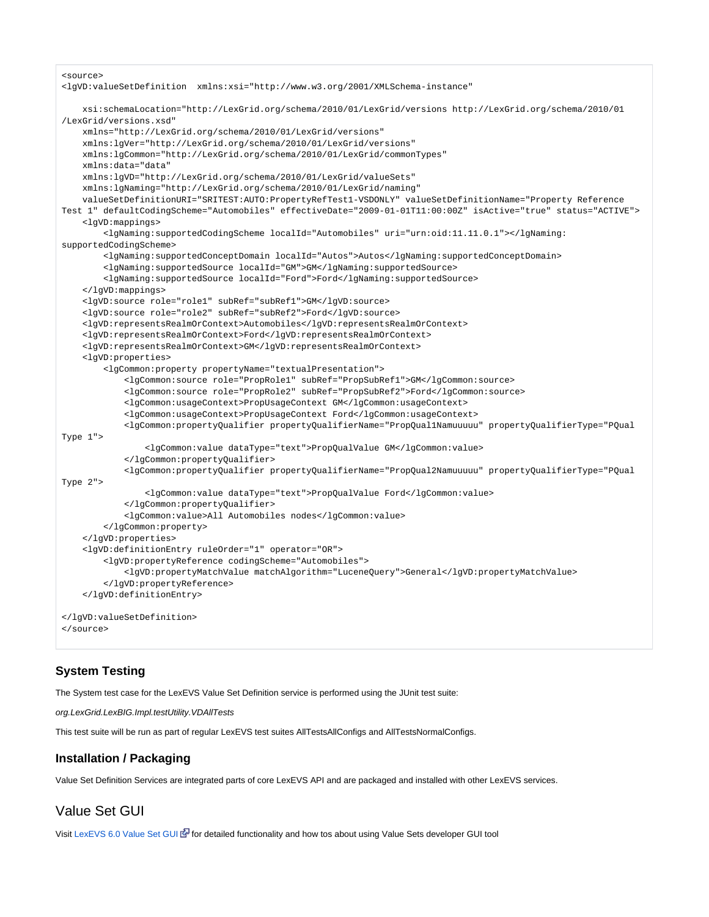```
<source>
<lgVD:valueSetDefinition  xmlns:xsi="http://www.w3.org/2001/XMLSchema-instance"

    xsi:schemaLocation="http://LexGrid.org/schema/2010/01/LexGrid/versions http://LexGrid.org/schema/2010/01
/LexGrid/versions.xsd"
    xmlns="http://LexGrid.org/schema/2010/01/LexGrid/versions"
    xmlns:lgVer="http://LexGrid.org/schema/2010/01/LexGrid/versions"
    xmlns:lgCommon="http://LexGrid.org/schema/2010/01/LexGrid/commonTypes"
    xmlns:data="data"
    xmlns:lgVD="http://LexGrid.org/schema/2010/01/LexGrid/valueSets"
    xmlns:lgNaming="http://LexGrid.org/schema/2010/01/LexGrid/naming"
    valueSetDefinitionURI="SRITEST:AUTO:PropertyRefTest1-VSDONLY" valueSetDefinitionName="Property Reference
Test 1" defaultCodingScheme="Automobiles" effectiveDate="2009-01-01T11:00:00Z" isActive="true" status="ACTIVE">
    <lgVD:mappings>
        <lgNaming:supportedCodingScheme localId="Automobiles" uri="urn:oid:11.11.0.1"></lgNaming:
supportedCodingScheme>
        <lgNaming:supportedConceptDomain localId="Autos">Autos</lgNaming:supportedConceptDomain>
        <lgNaming:supportedSource localId="GM">GM</lgNaming:supportedSource>
        <lgNaming:supportedSource localId="Ford">Ford</lgNaming:supportedSource>
    </lgVD:mappings>
    <lgVD:source role="role1" subRef="subRef1">GM</lgVD:source>
    <lgVD:source role="role2" subRef="subRef2">Ford</lgVD:source>
    <lgVD:representsRealmOrContext>Automobiles</lgVD:representsRealmOrContext>
    <lgVD:representsRealmOrContext>Ford</lgVD:representsRealmOrContext>
    <lgVD:representsRealmOrContext>GM</lgVD:representsRealmOrContext>
    <lgVD:properties>
        <lgCommon:property propertyName="textualPresentation">
            <lgCommon:source role="PropRole1" subRef="PropSubRef1">GM</lgCommon:source>
            <lgCommon:source role="PropRole2" subRef="PropSubRef2">Ford</lgCommon:source>
            <lgCommon:usageContext>PropUsageContext GM</lgCommon:usageContext>
            <lgCommon:usageContext>PropUsageContext Ford</lgCommon:usageContext>
            <lgCommon:propertyQualifier propertyQualifierName="PropQual1Namuuuuu" propertyQualifierType="PQual
Type 1">
                <lgCommon:value dataType="text">PropQualValue GM</lgCommon:value>
            </lgCommon:propertyQualifier>
            <lgCommon:propertyQualifier propertyQualifierName="PropQual2Namuuuuu" propertyQualifierType="PQual
Type 2">
                <lgCommon:value dataType="text">PropQualValue Ford</lgCommon:value>
            </lgCommon:propertyQualifier>
            <lgCommon:value>All Automobiles nodes</lgCommon:value>
        </lgCommon:property>
    </lgVD:properties>
    <lgVD:definitionEntry ruleOrder="1" operator="OR">
        <lgVD:propertyReference codingScheme="Automobiles">
            <lgVD:propertyMatchValue matchAlgorithm="LuceneQuery">General</lgVD:propertyMatchValue>
        </lgVD:propertyReference>
    </lgVD:definitionEntry>

</lgVD:valueSetDefinition>
</source>
```

### System Testing

The System test case for the LexEVS Value Set Definition service is performed using the JUnit test suite:

*org.LexGrid.LexBIG.Impl.testUtility.VDAllTests*

This test suite will be run as part of regular LexEVS test suites AllTestsAllConfigs and AllTestsNormalConfigs.

### Installation / Packaging

Value Set Definition Services are integrated parts of core LexEVS API and are packaged and installed with other LexEVS services.

## Value Set GUI

Visit LexEVS 6.0 Value Set GUI for detailed functionality and how tos about using Value Sets developer GUI tool